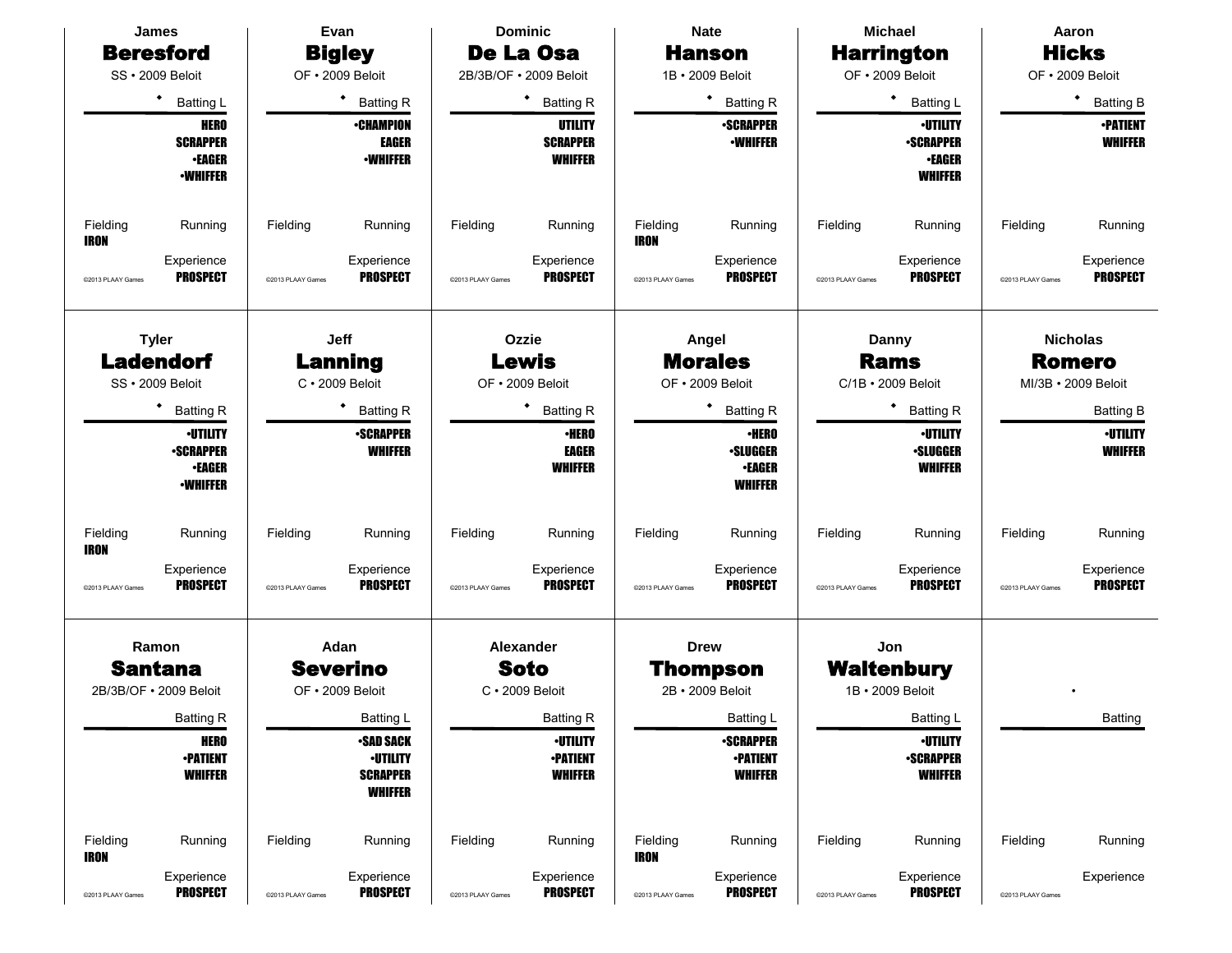## James Beresford
SS • 2009 Beloit

◆ Batting L

HERO
SCRAPPER
•EAGER
•WHIFFER

Fielding: IRON
Running:
Experience: PROSPECT

©2013 PLAAY Games

---

## Evan Bigley
OF • 2009 Beloit

◆ Batting R

•CHAMPION
EAGER
•WHIFFER

Fielding:
Running:
Experience: PROSPECT

©2013 PLAAY Games

---

## Dominic De La Osa
2B/3B/OF • 2009 Beloit

◆ Batting R

UTILITY
SCRAPPER
WHIFFER

Fielding:
Running:
Experience: PROSPECT

©2013 PLAAY Games

---

## Nate Hanson
1B • 2009 Beloit

◆ Batting R

•SCRAPPER
•WHIFFER

Fielding: IRON
Running:
Experience: PROSPECT

©2013 PLAAY Games

---

## Michael Harrington
OF • 2009 Beloit

◆ Batting L

•UTILITY
•SCRAPPER
•EAGER
WHIFFER

Fielding:
Running:
Experience: PROSPECT

©2013 PLAAY Games

---

## Aaron Hicks
OF • 2009 Beloit

◆ Batting B

•PATIENT
WHIFFER

Fielding:
Running:
Experience: PROSPECT

©2013 PLAAY Games

---

## Tyler Ladendorf
SS • 2009 Beloit

◆ Batting R

•UTILITY
•SCRAPPER
•EAGER
•WHIFFER

Fielding: IRON
Running:
Experience: PROSPECT

©2013 PLAAY Games

---

## Jeff Lanning
C • 2009 Beloit

◆ Batting R

•SCRAPPER
WHIFFER

Fielding:
Running:
Experience: PROSPECT

©2013 PLAAY Games

---

## Ozzie Lewis
OF • 2009 Beloit

◆ Batting R

•HERO
EAGER
WHIFFER

Fielding:
Running:
Experience: PROSPECT

©2013 PLAAY Games

---

## Angel Morales
OF • 2009 Beloit

◆ Batting R

•HERO
•SLUGGER
•EAGER
WHIFFER

Fielding:
Running:
Experience: PROSPECT

©2013 PLAAY Games

---

## Danny Rams
C/1B • 2009 Beloit

◆ Batting R

•UTILITY
•SLUGGER
WHIFFER

Fielding:
Running:
Experience: PROSPECT

©2013 PLAAY Games

---

## Nicholas Romero
MI/3B • 2009 Beloit

Batting B

•UTILITY
WHIFFER

Fielding:
Running:
Experience: PROSPECT

©2013 PLAAY Games

---

## Ramon Santana
2B/3B/OF • 2009 Beloit

Batting R

HERO
•PATIENT
WHIFFER

Fielding: IRON
Running:
Experience: PROSPECT

©2013 PLAAY Games

---

## Adan Severino
OF • 2009 Beloit

Batting L

•SAD SACK
•UTILITY
SCRAPPER
WHIFFER

Fielding:
Running:
Experience: PROSPECT

©2013 PLAAY Games

---

## Alexander Soto
C • 2009 Beloit

Batting R

•UTILITY
•PATIENT
WHIFFER

Fielding:
Running:
Experience: PROSPECT

©2013 PLAAY Games

---

## Drew Thompson
2B • 2009 Beloit

Batting L

•SCRAPPER
•PATIENT
WHIFFER

Fielding: IRON
Running:
Experience: PROSPECT

©2013 PLAAY Games

---

## Jon Waltenbury
1B • 2009 Beloit

Batting L

•UTILITY
•SCRAPPER
WHIFFER

Fielding:
Running:
Experience: PROSPECT

©2013 PLAAY Games

---

•

Batting

Fielding:
Running:
Experience:

©2013 PLAAY Games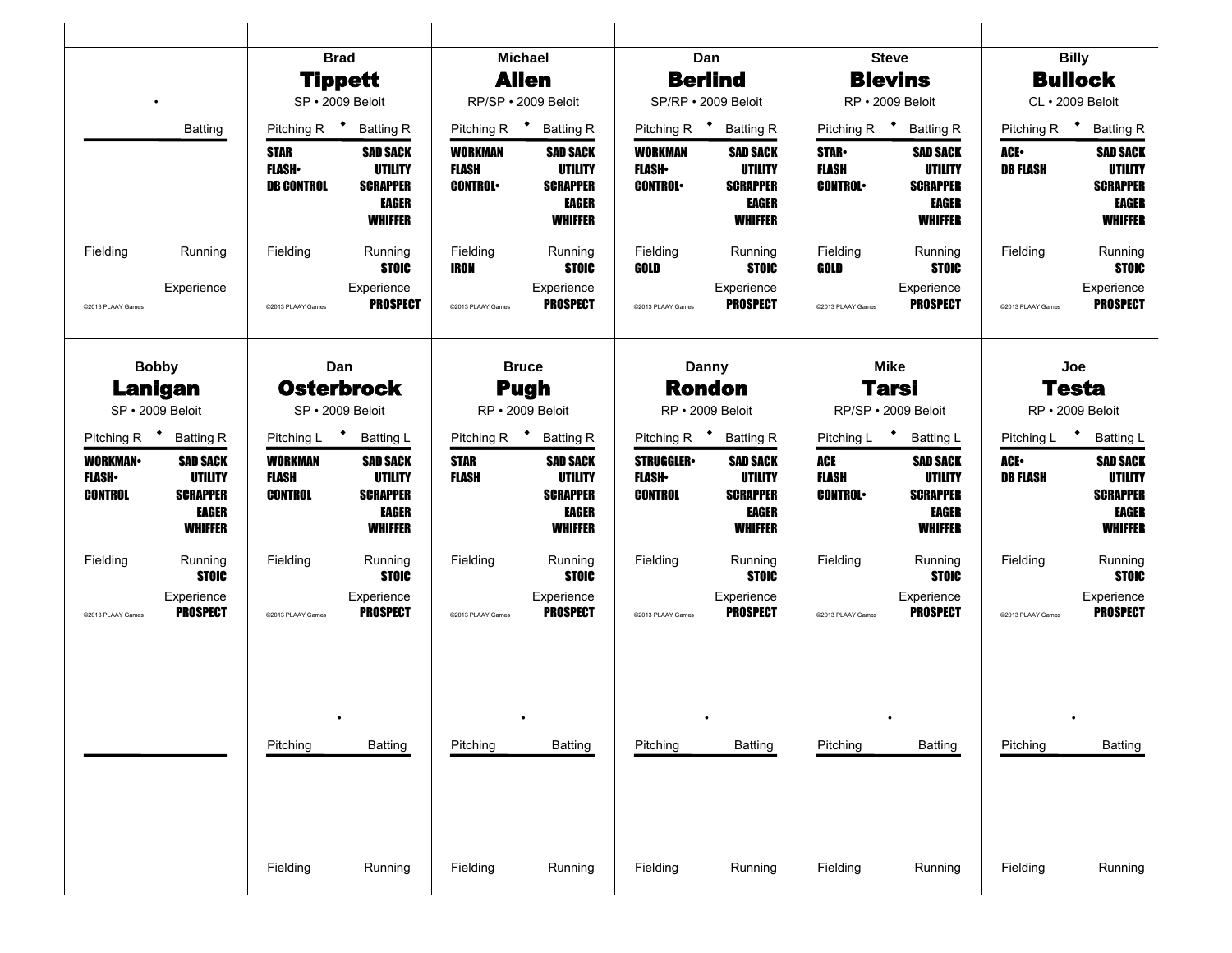## Brad Tippett
SP • 2009 Beloit

| Pitching R | Batting R |
|---|---|
| STAR | SAD SACK |
| FLASH• | UTILITY |
| DB CONTROL | SCRAPPER |
| | EAGER |
| | WHIFFER |

| Fielding | Running |
|---|---|
| | STOIC |

Experience: PROSPECT

©2013 PLAAY Games

## Michael Allen
RP/SP • 2009 Beloit

| Pitching R | Batting R |
|---|---|
| WORKMAN | SAD SACK |
| FLASH | UTILITY |
| CONTROL• | SCRAPPER |
| | EAGER |
| | WHIFFER |

| Fielding | Running |
|---|---|
| IRON | STOIC |

Experience: PROSPECT

©2013 PLAAY Games

## Dan Berlind
SP/RP • 2009 Beloit

| Pitching R | Batting R |
|---|---|
| WORKMAN | SAD SACK |
| FLASH• | UTILITY |
| CONTROL• | SCRAPPER |
| | EAGER |
| | WHIFFER |

| Fielding | Running |
|---|---|
| GOLD | STOIC |

Experience: PROSPECT

©2013 PLAAY Games

## Steve Blevins
RP • 2009 Beloit

| Pitching R | Batting R |
|---|---|
| STAR• | SAD SACK |
| FLASH | UTILITY |
| CONTROL• | SCRAPPER |
| | EAGER |
| | WHIFFER |

| Fielding | Running |
|---|---|
| GOLD | STOIC |

Experience: PROSPECT

©2013 PLAAY Games

## Billy Bullock
CL • 2009 Beloit

| Pitching R | Batting R |
|---|---|
| ACE• | SAD SACK |
| DB FLASH | UTILITY |
| | SCRAPPER |
| | EAGER |
| | WHIFFER |

| Fielding | Running |
|---|---|
| | STOIC |

Experience: PROSPECT

©2013 PLAAY Games

## Bobby Lanigan
SP • 2009 Beloit

| Pitching R | Batting R |
|---|---|
| WORKMAN• | SAD SACK |
| FLASH• | UTILITY |
| CONTROL | SCRAPPER |
| | EAGER |
| | WHIFFER |

| Fielding | Running |
|---|---|
| | STOIC |

Experience: PROSPECT

©2013 PLAAY Games

## Dan Osterbrock
SP • 2009 Beloit

| Pitching L | Batting L |
|---|---|
| WORKMAN | SAD SACK |
| FLASH | UTILITY |
| CONTROL | SCRAPPER |
| | EAGER |
| | WHIFFER |

| Fielding | Running |
|---|---|
| | STOIC |

Experience: PROSPECT

©2013 PLAAY Games

## Bruce Pugh
RP • 2009 Beloit

| Pitching R | Batting R |
|---|---|
| STAR | SAD SACK |
| FLASH | UTILITY |
| | SCRAPPER |
| | EAGER |
| | WHIFFER |

| Fielding | Running |
|---|---|
| | STOIC |

Experience: PROSPECT

©2013 PLAAY Games

## Danny Rondon
RP • 2009 Beloit

| Pitching R | Batting R |
|---|---|
| STRUGGLER• | SAD SACK |
| FLASH• | UTILITY |
| CONTROL | SCRAPPER |
| | EAGER |
| | WHIFFER |

| Fielding | Running |
|---|---|
| | STOIC |

Experience: PROSPECT

©2013 PLAAY Games

## Mike Tarsi
RP/SP • 2009 Beloit

| Pitching L | Batting L |
|---|---|
| ACE | SAD SACK |
| FLASH | UTILITY |
| CONTROL• | SCRAPPER |
| | EAGER |
| | WHIFFER |

| Fielding | Running |
|---|---|
| | STOIC |

Experience: PROSPECT

©2013 PLAAY Games

## Joe Testa
RP • 2009 Beloit

| Pitching L | Batting L |
|---|---|
| ACE• | SAD SACK |
| DB FLASH | UTILITY |
| | SCRAPPER |
| | EAGER |
| | WHIFFER |

| Fielding | Running |
|---|---|
| | STOIC |

Experience: PROSPECT

©2013 PLAAY Games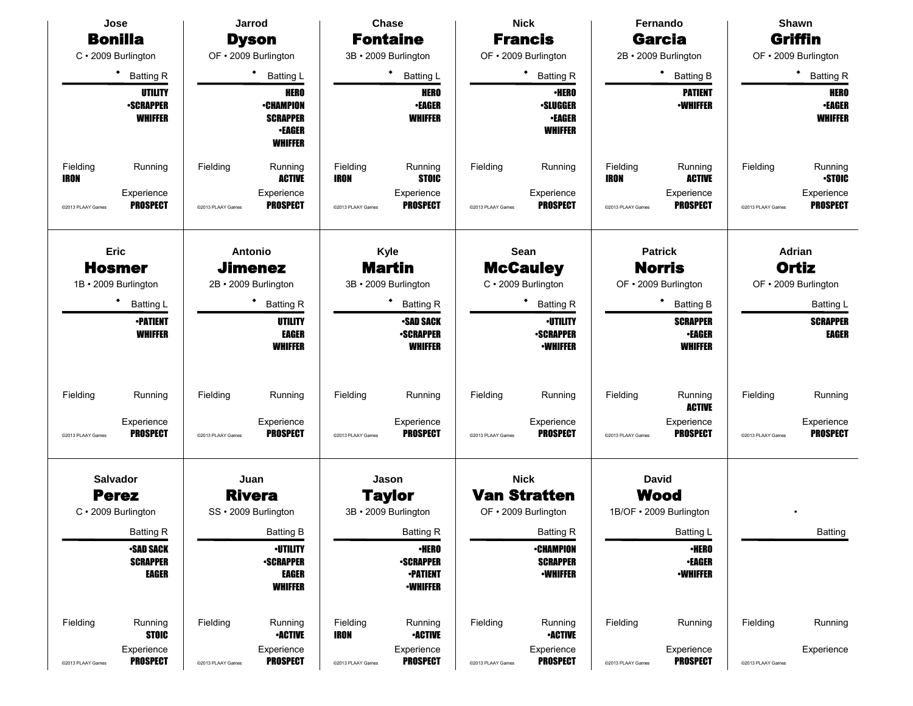## Jose **Bonilla**

C • 2009 Burlington

◆ Batting R

**UTILITY**
**•SCRAPPER**
**WHIFFER**

Fielding: **IRON**
Running:
Experience: **PROSPECT**

©2013 PLAAY Games

## Jarrod **Dyson**

OF • 2009 Burlington

◆ Batting L

**HERO**
**•CHAMPION**
**SCRAPPER**
**•EAGER**
**WHIFFER**

Fielding:
Running: **ACTIVE**
Experience: **PROSPECT**

©2013 PLAAY Games

## Chase **Fontaine**

3B • 2009 Burlington

◆ Batting L

**HERO**
**•EAGER**
**WHIFFER**

Fielding: **IRON**
Running: **STOIC**
Experience: **PROSPECT**

©2013 PLAAY Games

## Nick **Francis**

OF • 2009 Burlington

◆ Batting R

**•HERO**
**•SLUGGER**
**•EAGER**
**WHIFFER**

Fielding:
Running:
Experience: **PROSPECT**

©2013 PLAAY Games

## Fernando **Garcia**

2B • 2009 Burlington

◆ Batting B

**PATIENT**
**•WHIFFER**

Fielding: **IRON**
Running: **ACTIVE**
Experience: **PROSPECT**

©2013 PLAAY Games

## Shawn **Griffin**

OF • 2009 Burlington

◆ Batting R

**HERO**
**•EAGER**
**WHIFFER**

Fielding:
Running: **•STOIC**
Experience: **PROSPECT**

©2013 PLAAY Games

## Eric **Hosmer**

1B • 2009 Burlington

◆ Batting L

**•PATIENT**
**WHIFFER**

Fielding:
Running:
Experience: **PROSPECT**

©2013 PLAAY Games

## Antonio **Jimenez**

2B • 2009 Burlington

◆ Batting R

**UTILITY**
**EAGER**
**WHIFFER**

Fielding:
Running:
Experience: **PROSPECT**

©2013 PLAAY Games

## Kyle **Martin**

3B • 2009 Burlington

◆ Batting R

**•SAD SACK**
**•SCRAPPER**
**WHIFFER**

Fielding:
Running:
Experience: **PROSPECT**

©2013 PLAAY Games

## Sean **McCauley**

C • 2009 Burlington

◆ Batting R

**•UTILITY**
**•SCRAPPER**
**•WHIFFER**

Fielding:
Running:
Experience: **PROSPECT**

©2013 PLAAY Games

## Patrick **Norris**

OF • 2009 Burlington

◆ Batting B

**SCRAPPER**
**•EAGER**
**WHIFFER**

Fielding:
Running: **ACTIVE**
Experience: **PROSPECT**

©2013 PLAAY Games

## Adrian **Ortiz**

OF • 2009 Burlington

Batting L

**SCRAPPER**
**EAGER**

Fielding:
Running:
Experience: **PROSPECT**

©2013 PLAAY Games

## Salvador **Perez**

C • 2009 Burlington

Batting R

**•SAD SACK**
**SCRAPPER**
**EAGER**

Fielding:
Running: **STOIC**
Experience: **PROSPECT**

©2013 PLAAY Games

## Juan **Rivera**

SS • 2009 Burlington

Batting B

**•UTILITY**
**•SCRAPPER**
**EAGER**
**WHIFFER**

Fielding:
Running: **•ACTIVE**
Experience: **PROSPECT**

©2013 PLAAY Games

## Jason **Taylor**

3B • 2009 Burlington

Batting R

**•HERO**
**•SCRAPPER**
**•PATIENT**
**•WHIFFER**

Fielding: **IRON**
Running: **•ACTIVE**
Experience: **PROSPECT**

©2013 PLAAY Games

## Nick **Van Stratten**

OF • 2009 Burlington

Batting R

**•CHAMPION**
**SCRAPPER**
**•WHIFFER**

Fielding:
Running: **•ACTIVE**
Experience: **PROSPECT**

©2013 PLAAY Games

## David **Wood**

1B/OF • 2009 Burlington

Batting L

**•HERO**
**•EAGER**
**•WHIFFER**

Fielding:
Running:
Experience: **PROSPECT**

©2013 PLAAY Games

•

Batting

Fielding:
Running:
Experience:

©2013 PLAAY Games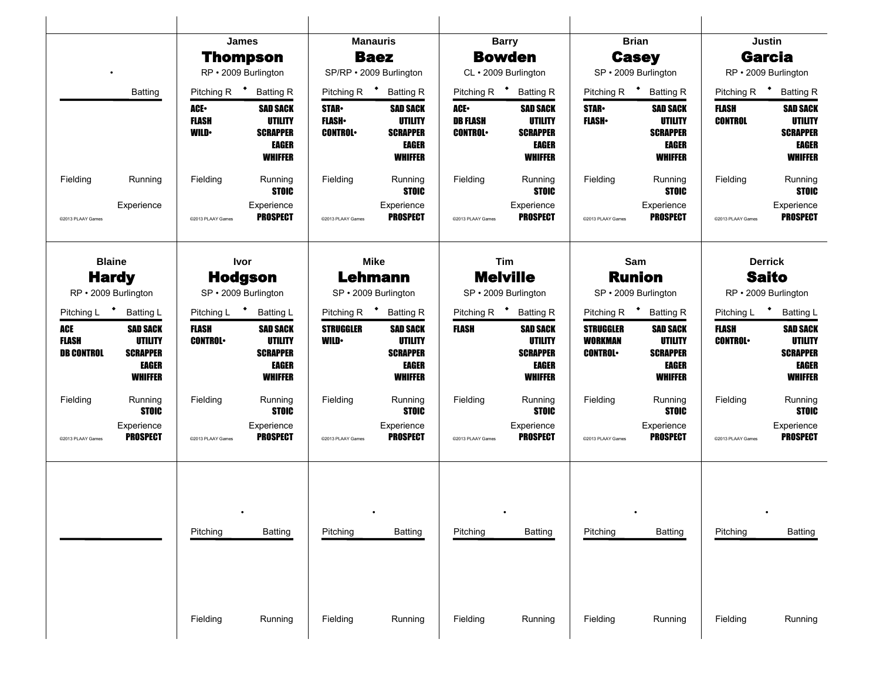## James Thompson

RP • 2009 Burlington

| Pitching R | Batting R |
|---|---|
| ACE• | SAD SACK |
| FLASH | UTILITY |
| WILD• | SCRAPPER |
| | EAGER |
| | WHIFFER |

Fielding | Running: STOIC

Experience: PROSPECT

©2013 PLAAY Games

## Manauris Baez

SP/RP • 2009 Burlington

| Pitching R | Batting R |
|---|---|
| STAR• | SAD SACK |
| FLASH• | UTILITY |
| CONTROL• | SCRAPPER |
| | EAGER |
| | WHIFFER |

Fielding | Running: STOIC

Experience: PROSPECT

©2013 PLAAY Games

## Barry Bowden

CL • 2009 Burlington

| Pitching R | Batting R |
|---|---|
| ACE• | SAD SACK |
| DB FLASH | UTILITY |
| CONTROL• | SCRAPPER |
| | EAGER |
| | WHIFFER |

Fielding | Running: STOIC

Experience: PROSPECT

©2013 PLAAY Games

## Brian Casey

SP • 2009 Burlington

| Pitching R | Batting R |
|---|---|
| STAR• | SAD SACK |
| FLASH• | UTILITY |
| | SCRAPPER |
| | EAGER |
| | WHIFFER |

Fielding | Running: STOIC

Experience: PROSPECT

©2013 PLAAY Games

## Justin Garcia

RP • 2009 Burlington

| Pitching R | Batting R |
|---|---|
| FLASH | SAD SACK |
| CONTROL | UTILITY |
| | SCRAPPER |
| | EAGER |
| | WHIFFER |

Fielding | Running: STOIC

Experience: PROSPECT

©2013 PLAAY Games

## Blaine Hardy

RP • 2009 Burlington

| Pitching L | Batting L |
|---|---|
| ACE | SAD SACK |
| FLASH | UTILITY |
| DB CONTROL | SCRAPPER |
| | EAGER |
| | WHIFFER |

Fielding | Running: STOIC

Experience: PROSPECT

©2013 PLAAY Games

## Ivor Hodgson

SP • 2009 Burlington

| Pitching L | Batting L |
|---|---|
| FLASH | SAD SACK |
| CONTROL• | UTILITY |
| | SCRAPPER |
| | EAGER |
| | WHIFFER |

Fielding | Running: STOIC

Experience: PROSPECT

©2013 PLAAY Games

## Mike Lehmann

SP • 2009 Burlington

| Pitching R | Batting R |
|---|---|
| STRUGGLER | SAD SACK |
| WILD• | UTILITY |
| | SCRAPPER |
| | EAGER |
| | WHIFFER |

Fielding | Running: STOIC

Experience: PROSPECT

©2013 PLAAY Games

## Tim Melville

SP • 2009 Burlington

| Pitching R | Batting R |
|---|---|
| FLASH | SAD SACK |
| | UTILITY |
| | SCRAPPER |
| | EAGER |
| | WHIFFER |

Fielding | Running: STOIC

Experience: PROSPECT

©2013 PLAAY Games

## Sam Runion

SP • 2009 Burlington

| Pitching R | Batting R |
|---|---|
| STRUGGLER | SAD SACK |
| WORKMAN | UTILITY |
| CONTROL• | SCRAPPER |
| | EAGER |
| | WHIFFER |

Fielding | Running: STOIC

Experience: PROSPECT

©2013 PLAAY Games

## Derrick Saito

RP • 2009 Burlington

| Pitching L | Batting L |
|---|---|
| FLASH | SAD SACK |
| CONTROL• | UTILITY |
| | SCRAPPER |
| | EAGER |
| | WHIFFER |

Fielding | Running: STOIC

Experience: PROSPECT

©2013 PLAAY Games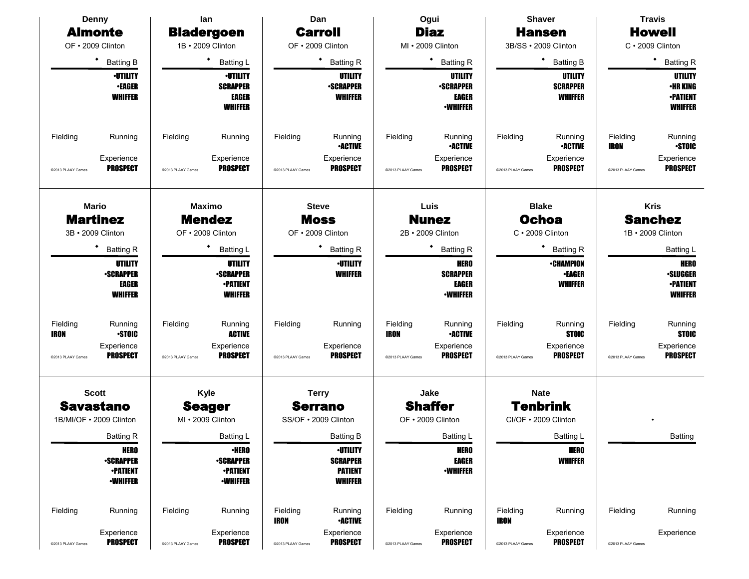## Denny **Almonte**

OF • 2009 Clinton

◆ Batting B

•UTILITY
•EAGER
WHIFFER

Fielding | Running

Experience
PROSPECT

©2013 PLAAY Games

## Ian **Bladergoen**

1B • 2009 Clinton

◆ Batting L

•UTILITY
SCRAPPER
EAGER
WHIFFER

Fielding | Running

Experience
PROSPECT

©2013 PLAAY Games

## Dan **Carroll**

OF • 2009 Clinton

◆ Batting R

UTILITY
•SCRAPPER
WHIFFER

Fielding | Running
•ACTIVE

Experience
PROSPECT

©2013 PLAAY Games

## Ogui **Diaz**

MI • 2009 Clinton

◆ Batting R

UTILITY
•SCRAPPER
EAGER
•WHIFFER

Fielding | Running
•ACTIVE

Experience
PROSPECT

©2013 PLAAY Games

## Shaver **Hansen**

3B/SS • 2009 Clinton

◆ Batting B

UTILITY
SCRAPPER
WHIFFER

Fielding | Running
•ACTIVE

Experience
PROSPECT

©2013 PLAAY Games

## Travis **Howell**

C • 2009 Clinton

◆ Batting R

UTILITY
•HR KING
•PATIENT
WHIFFER

Fielding | Running
IRON | •STOIC

Experience
PROSPECT

©2013 PLAAY Games

## Mario **Martinez**

3B • 2009 Clinton

◆ Batting R

UTILITY
•SCRAPPER
EAGER
WHIFFER

Fielding | Running
IRON | •STOIC

Experience
PROSPECT

©2013 PLAAY Games

## Maximo **Mendez**

OF • 2009 Clinton

◆ Batting L

UTILITY
•SCRAPPER
•PATIENT
WHIFFER

Fielding | Running
ACTIVE

Experience
PROSPECT

©2013 PLAAY Games

## Steve **Moss**

OF • 2009 Clinton

◆ Batting R

•UTILITY
WHIFFER

Fielding | Running

Experience
PROSPECT

©2013 PLAAY Games

## Luis **Nunez**

2B • 2009 Clinton

◆ Batting R

HERO
SCRAPPER
EAGER
•WHIFFER

Fielding | Running
IRON | •ACTIVE

Experience
PROSPECT

©2013 PLAAY Games

## Blake **Ochoa**

C • 2009 Clinton

◆ Batting R

•CHAMPION
•EAGER
WHIFFER

Fielding | Running
STOIC

Experience
PROSPECT

©2013 PLAAY Games

## Kris **Sanchez**

1B • 2009 Clinton

Batting L

HERO
•SLUGGER
•PATIENT
WHIFFER

Fielding | Running
STOIC

Experience
PROSPECT

©2013 PLAAY Games

## Scott **Savastano**

1B/MI/OF • 2009 Clinton

Batting R

HERO
•SCRAPPER
•PATIENT
•WHIFFER

Fielding | Running

Experience
PROSPECT

©2013 PLAAY Games

## Kyle **Seager**

MI • 2009 Clinton

Batting L

•HERO
•SCRAPPER
•PATIENT
•WHIFFER

Fielding | Running

Experience
PROSPECT

©2013 PLAAY Games

## Terry **Serrano**

SS/OF • 2009 Clinton

Batting B

•UTILITY
SCRAPPER
PATIENT
WHIFFER

Fielding | Running
IRON | •ACTIVE

Experience
PROSPECT

©2013 PLAAY Games

## Jake **Shaffer**

OF • 2009 Clinton

Batting L

HERO
EAGER
•WHIFFER

Fielding | Running

Experience
PROSPECT

©2013 PLAAY Games

## Nate **Tenbrink**

CI/OF • 2009 Clinton

Batting L

HERO
WHIFFER

Fielding | Running
IRON

Experience
PROSPECT

©2013 PLAAY Games

•

Batting

Fielding | Running

Experience

©2013 PLAAY Games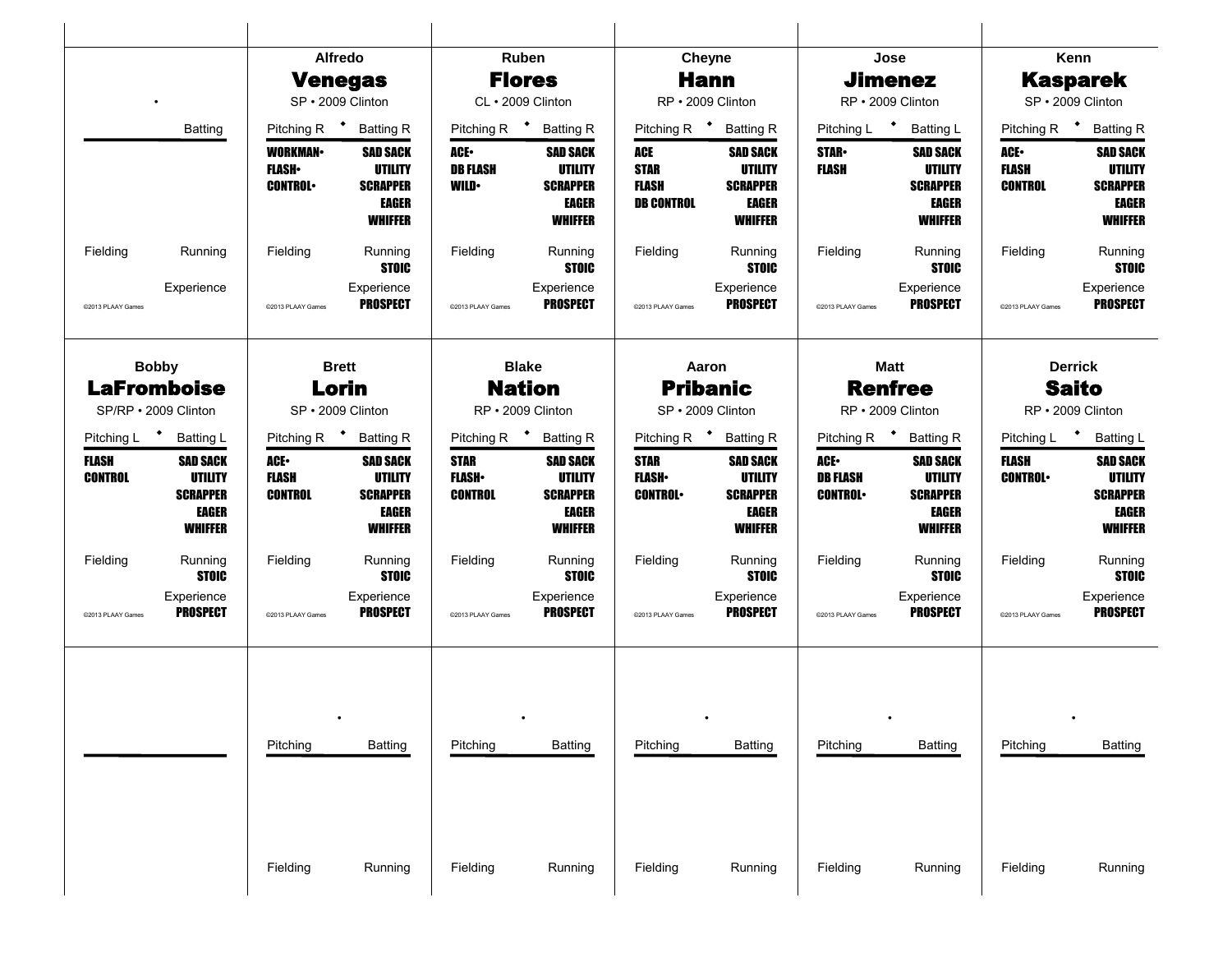| | | | | | |
|---|---|---|---|---|---|
| • | Alfredo **Venegas** SP • 2009 Clinton | Ruben **Flores** CL • 2009 Clinton | Cheyne **Hann** RP • 2009 Clinton | Jose **Jimenez** RP • 2009 Clinton | Kenn **Kasparek** SP • 2009 Clinton |
| Batting | Pitching R • Batting R | Pitching R • Batting R | Pitching R • Batting R | Pitching L • Batting L | Pitching R • Batting R |
| | **WORKMAN•** **FLASH•** **CONTROL•** / **SAD SACK** **UTILITY** **SCRAPPER** **EAGER** **WHIFFER** | **ACE•** **DB FLASH** **WILD•** / **SAD SACK** **UTILITY** **SCRAPPER** **EAGER** **WHIFFER** | **ACE** **STAR** **FLASH** **DB CONTROL** / **SAD SACK** **UTILITY** **SCRAPPER** **EAGER** **WHIFFER** | **STAR•** **FLASH** / **SAD SACK** **UTILITY** **SCRAPPER** **EAGER** **WHIFFER** | **ACE•** **FLASH** **CONTROL** / **SAD SACK** **UTILITY** **SCRAPPER** **EAGER** **WHIFFER** |
| Fielding / Running | Fielding / Running **STOIC** | Fielding / Running **STOIC** | Fielding / Running **STOIC** | Fielding / Running **STOIC** | Fielding / Running **STOIC** |
| Experience | Experience **PROSPECT** | Experience **PROSPECT** | Experience **PROSPECT** | Experience **PROSPECT** | Experience **PROSPECT** |
| ©2013 PLAAY Games | ©2013 PLAAY Games | ©2013 PLAAY Games | ©2013 PLAAY Games | ©2013 PLAAY Games | ©2013 PLAAY Games |

| | | | | | |
|---|---|---|---|---|---|
| Bobby **LaFromboise** SP/RP • 2009 Clinton | Brett **Lorin** SP • 2009 Clinton | Blake **Nation** RP • 2009 Clinton | Aaron **Pribanic** SP • 2009 Clinton | Matt **Renfree** RP • 2009 Clinton | Derrick **Saito** RP • 2009 Clinton |
| Pitching L • Batting L | Pitching R • Batting R | Pitching R • Batting R | Pitching R • Batting R | Pitching R • Batting R | Pitching L • Batting L |
| **FLASH** **CONTROL** / **SAD SACK** **UTILITY** **SCRAPPER** **EAGER** **WHIFFER** | **ACE•** **FLASH** **CONTROL** / **SAD SACK** **UTILITY** **SCRAPPER** **EAGER** **WHIFFER** | **STAR** **FLASH•** **CONTROL** / **SAD SACK** **UTILITY** **SCRAPPER** **EAGER** **WHIFFER** | **STAR** **FLASH•** **CONTROL•** / **SAD SACK** **UTILITY** **SCRAPPER** **EAGER** **WHIFFER** | **ACE•** **DB FLASH** **CONTROL•** / **SAD SACK** **UTILITY** **SCRAPPER** **EAGER** **WHIFFER** | **FLASH** **CONTROL•** / **SAD SACK** **UTILITY** **SCRAPPER** **EAGER** **WHIFFER** |
| Fielding / Running **STOIC** | Fielding / Running **STOIC** | Fielding / Running **STOIC** | Fielding / Running **STOIC** | Fielding / Running **STOIC** | Fielding / Running **STOIC** |
| Experience **PROSPECT** | Experience **PROSPECT** | Experience **PROSPECT** | Experience **PROSPECT** | Experience **PROSPECT** | Experience **PROSPECT** |
| ©2013 PLAAY Games | ©2013 PLAAY Games | ©2013 PLAAY Games | ©2013 PLAAY Games | ©2013 PLAAY Games | ©2013 PLAAY Games |

| | | | | | |
|---|---|---|---|---|---|
| | • | • | • | • | • |
| | Pitching / Batting | Pitching / Batting | Pitching / Batting | Pitching / Batting | Pitching / Batting |
| | Fielding / Running | Fielding / Running | Fielding / Running | Fielding / Running | Fielding / Running |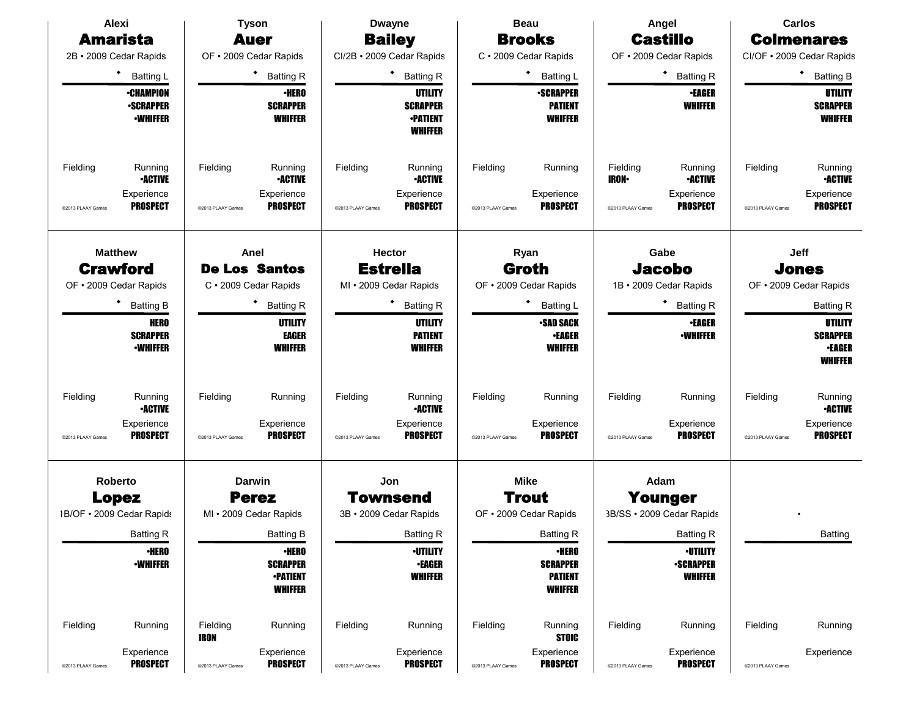## Alexi **Amarista**
2B • 2009 Cedar Rapids

◆ Batting L

**•CHAMPION**
**•SCRAPPER**
**•WHIFFER**

Fielding

Running **•ACTIVE**

Experience **PROSPECT**

©2013 PLAAY Games

---

## Tyson **Auer**
OF • 2009 Cedar Rapids

◆ Batting R

**•HERO**
**SCRAPPER**
**WHIFFER**

Fielding

Running **•ACTIVE**

Experience **PROSPECT**

©2013 PLAAY Games

---

## Dwayne **Bailey**
CI/2B • 2009 Cedar Rapids

◆ Batting R

**UTILITY**
**SCRAPPER**
**•PATIENT**
**WHIFFER**

Fielding

Running **•ACTIVE**

Experience **PROSPECT**

©2013 PLAAY Games

---

## Beau **Brooks**
C • 2009 Cedar Rapids

◆ Batting L

**•SCRAPPER**
**PATIENT**
**WHIFFER**

Fielding

Running

Experience **PROSPECT**

©2013 PLAAY Games

---

## Angel **Castillo**
OF • 2009 Cedar Rapids

◆ Batting R

**•EAGER**
**WHIFFER**

Fielding **IRON•**

Running **•ACTIVE**

Experience **PROSPECT**

©2013 PLAAY Games

---

## Carlos **Colmenares**
CI/OF • 2009 Cedar Rapids

◆ Batting B

**UTILITY**
**SCRAPPER**
**WHIFFER**

Fielding

Running **•ACTIVE**

Experience **PROSPECT**

©2013 PLAAY Games

---

## Matthew **Crawford**
OF • 2009 Cedar Rapids

◆ Batting B

**HERO**
**SCRAPPER**
**•WHIFFER**

Fielding

Running **•ACTIVE**

Experience **PROSPECT**

©2013 PLAAY Games

---

## Anel **De Los Santos**
C • 2009 Cedar Rapids

◆ Batting R

**UTILITY**
**EAGER**
**WHIFFER**

Fielding

Running

Experience **PROSPECT**

©2013 PLAAY Games

---

## Hector **Estrella**
MI • 2009 Cedar Rapids

◆ Batting R

**UTILITY**
**PATIENT**
**WHIFFER**

Fielding

Running **•ACTIVE**

Experience **PROSPECT**

©2013 PLAAY Games

---

## Ryan **Groth**
OF • 2009 Cedar Rapids

◆ Batting L

**•SAD SACK**
**•EAGER**
**WHIFFER**

Fielding

Running

Experience **PROSPECT**

©2013 PLAAY Games

---

## Gabe **Jacobo**
1B • 2009 Cedar Rapids

◆ Batting R

**•EAGER**
**•WHIFFER**

Fielding

Running

Experience **PROSPECT**

©2013 PLAAY Games

---

## Jeff **Jones**
OF • 2009 Cedar Rapids

Batting R

**UTILITY**
**SCRAPPER**
**•EAGER**
**WHIFFER**

Fielding

Running **•ACTIVE**

Experience **PROSPECT**

©2013 PLAAY Games

---

## Roberto **Lopez**
1B/OF • 2009 Cedar Rapids

Batting R

**•HERO**
**•WHIFFER**

Fielding

Running

Experience **PROSPECT**

©2013 PLAAY Games

---

## Darwin **Perez**
MI • 2009 Cedar Rapids

Batting B

**•HERO**
**SCRAPPER**
**•PATIENT**
**WHIFFER**

Fielding **IRON**

Running

Experience **PROSPECT**

©2013 PLAAY Games

---

## Jon **Townsend**
3B • 2009 Cedar Rapids

Batting R

**•UTILITY**
**•EAGER**
**WHIFFER**

Fielding

Running

Experience **PROSPECT**

©2013 PLAAY Games

---

## Mike **Trout**
OF • 2009 Cedar Rapids

Batting R

**•HERO**
**SCRAPPER**
**PATIENT**
**WHIFFER**

Fielding

Running **STOIC**

Experience **PROSPECT**

©2013 PLAAY Games

---

## Adam **Younger**
3B/SS • 2009 Cedar Rapids

Batting R

**•UTILITY**
**•SCRAPPER**
**WHIFFER**

Fielding

Running

Experience **PROSPECT**

©2013 PLAAY Games

---

•

Batting

Fielding

Running

Experience

©2013 PLAAY Games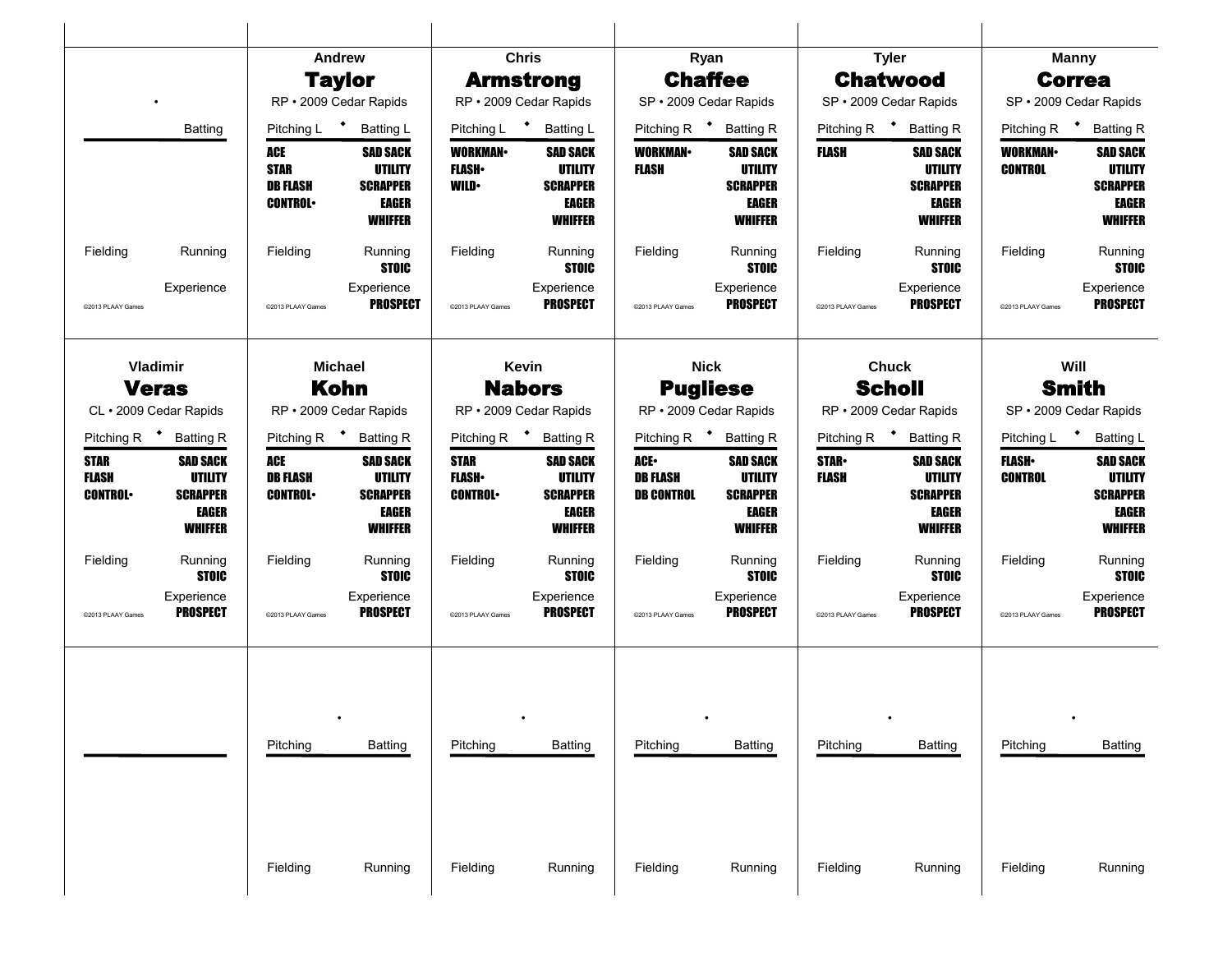Batting

Fielding | Running

Experience

©2013 PLAAY Games

---

Andrew
## Taylor
RP • 2009 Cedar Rapids

Pitching L • Batting L

| Pitching | Batting |
|---|---|
| ACE | SAD SACK |
| STAR | UTILITY |
| DB FLASH | SCRAPPER |
| CONTROL• | EAGER |
| | WHIFFER |

Fielding | Running: STOIC

Experience: PROSPECT

©2013 PLAAY Games

---

Chris
## Armstrong
RP • 2009 Cedar Rapids

Pitching L • Batting L

| Pitching | Batting |
|---|---|
| WORKMAN• | SAD SACK |
| FLASH• | UTILITY |
| WILD• | SCRAPPER |
| | EAGER |
| | WHIFFER |

Fielding | Running: STOIC

Experience: PROSPECT

©2013 PLAAY Games

---

Ryan
## Chaffee
SP • 2009 Cedar Rapids

Pitching R • Batting R

| Pitching | Batting |
|---|---|
| WORKMAN• | SAD SACK |
| FLASH | UTILITY |
| | SCRAPPER |
| | EAGER |
| | WHIFFER |

Fielding | Running: STOIC

Experience: PROSPECT

©2013 PLAAY Games

---

Tyler
## Chatwood
SP • 2009 Cedar Rapids

Pitching R • Batting R

| Pitching | Batting |
|---|---|
| FLASH | SAD SACK |
| | UTILITY |
| | SCRAPPER |
| | EAGER |
| | WHIFFER |

Fielding | Running: STOIC

Experience: PROSPECT

©2013 PLAAY Games

---

Manny
## Correa
SP • 2009 Cedar Rapids

Pitching R • Batting R

| Pitching | Batting |
|---|---|
| WORKMAN• | SAD SACK |
| CONTROL | UTILITY |
| | SCRAPPER |
| | EAGER |
| | WHIFFER |

Fielding | Running: STOIC

Experience: PROSPECT

©2013 PLAAY Games

---

Vladimir
## Veras
CL • 2009 Cedar Rapids

Pitching R • Batting R

| Pitching | Batting |
|---|---|
| STAR | SAD SACK |
| FLASH | UTILITY |
| CONTROL• | SCRAPPER |
| | EAGER |
| | WHIFFER |

Fielding | Running: STOIC

Experience: PROSPECT

©2013 PLAAY Games

---

Michael
## Kohn
RP • 2009 Cedar Rapids

Pitching R • Batting R

| Pitching | Batting |
|---|---|
| ACE | SAD SACK |
| DB FLASH | UTILITY |
| CONTROL• | SCRAPPER |
| | EAGER |
| | WHIFFER |

Fielding | Running: STOIC

Experience: PROSPECT

©2013 PLAAY Games

---

Kevin
## Nabors
RP • 2009 Cedar Rapids

Pitching R • Batting R

| Pitching | Batting |
|---|---|
| STAR | SAD SACK |
| FLASH• | UTILITY |
| CONTROL• | SCRAPPER |
| | EAGER |
| | WHIFFER |

Fielding | Running: STOIC

Experience: PROSPECT

©2013 PLAAY Games

---

Nick
## Pugliese
RP • 2009 Cedar Rapids

Pitching R • Batting R

| Pitching | Batting |
|---|---|
| ACE• | SAD SACK |
| DB FLASH | UTILITY |
| DB CONTROL | SCRAPPER |
| | EAGER |
| | WHIFFER |

Fielding | Running: STOIC

Experience: PROSPECT

©2013 PLAAY Games

---

Chuck
## Scholl
RP • 2009 Cedar Rapids

Pitching R • Batting R

| Pitching | Batting |
|---|---|
| STAR• | SAD SACK |
| FLASH | UTILITY |
| | SCRAPPER |
| | EAGER |
| | WHIFFER |

Fielding | Running: STOIC

Experience: PROSPECT

©2013 PLAAY Games

---

Will
## Smith
SP • 2009 Cedar Rapids

Pitching L • Batting L

| Pitching | Batting |
|---|---|
| FLASH• | SAD SACK |
| CONTROL | UTILITY |
| | SCRAPPER |
| | EAGER |
| | WHIFFER |

Fielding | Running: STOIC

Experience: PROSPECT

©2013 PLAAY Games

---

Pitching | Batting

Fielding | Running

---

Pitching | Batting

Fielding | Running

---

Pitching | Batting

Fielding | Running

---

Pitching | Batting

Fielding | Running

---

Pitching | Batting

Fielding | Running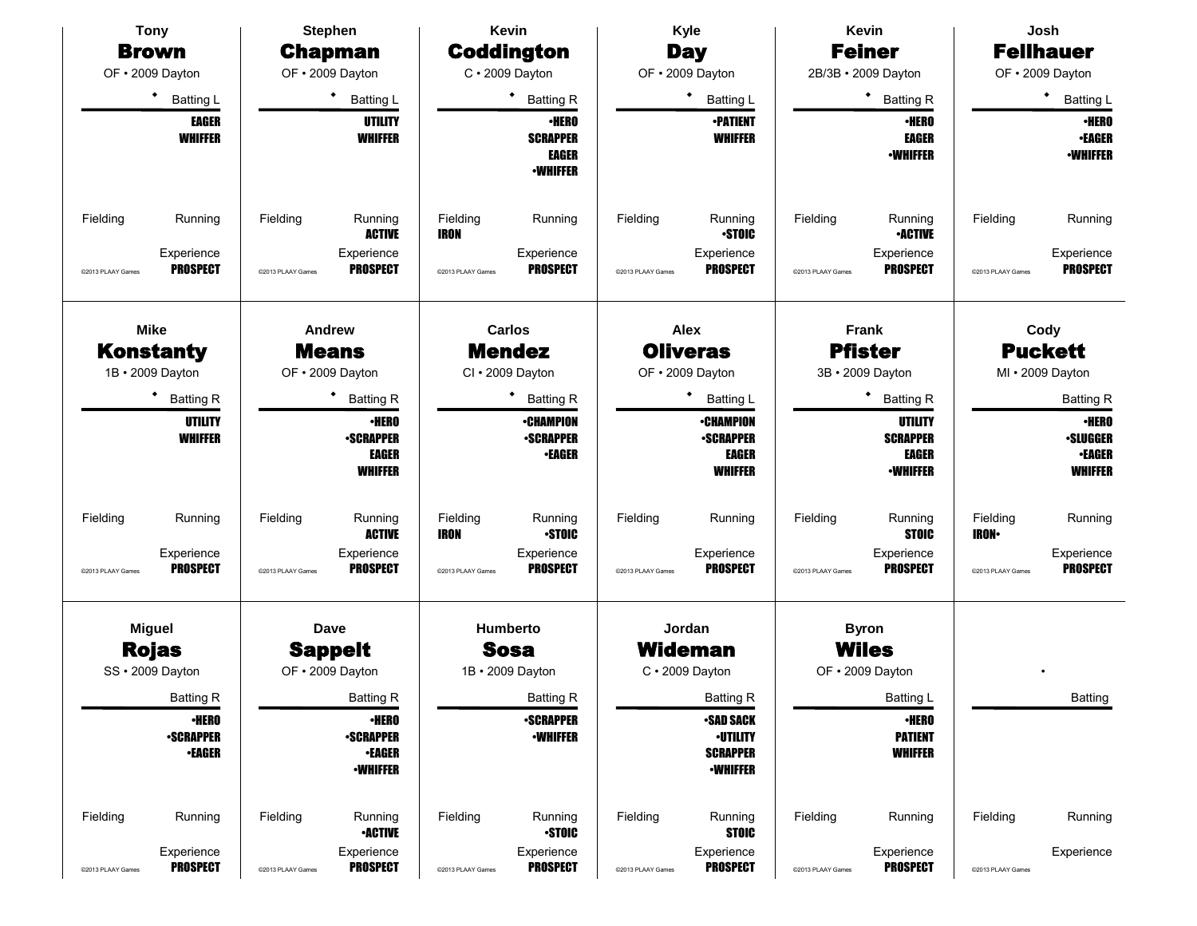## Tony Brown

OF • 2009 Dayton

◆ Batting L

**EAGER**
**WHIFFER**

Fielding | Running

Experience
**PROSPECT**

©2013 PLAAY Games

## Stephen Chapman

OF • 2009 Dayton

◆ Batting L

**UTILITY**
**WHIFFER**

Fielding | Running
**ACTIVE**

Experience
**PROSPECT**

©2013 PLAAY Games

## Kevin Coddington

C • 2009 Dayton

◆ Batting R

**•HERO**
**SCRAPPER**
**EAGER**
**•WHIFFER**

Fielding | Running
**IRON**

Experience
**PROSPECT**

©2013 PLAAY Games

## Kyle Day

OF • 2009 Dayton

◆ Batting L

**•PATIENT**
**WHIFFER**

Fielding | Running
**•STOIC**

Experience
**PROSPECT**

©2013 PLAAY Games

## Kevin Feiner

2B/3B • 2009 Dayton

◆ Batting R

**•HERO**
**EAGER**
**•WHIFFER**

Fielding | Running
**•ACTIVE**

Experience
**PROSPECT**

©2013 PLAAY Games

## Josh Fellhauer

OF • 2009 Dayton

◆ Batting L

**•HERO**
**•EAGER**
**•WHIFFER**

Fielding | Running

Experience
**PROSPECT**

©2013 PLAAY Games

## Mike Konstanty

1B • 2009 Dayton

◆ Batting R

**UTILITY**
**WHIFFER**

Fielding | Running

Experience
**PROSPECT**

©2013 PLAAY Games

## Andrew Means

OF • 2009 Dayton

◆ Batting R

**•HERO**
**•SCRAPPER**
**EAGER**
**WHIFFER**

Fielding | Running
**ACTIVE**

Experience
**PROSPECT**

©2013 PLAAY Games

## Carlos Mendez

CI • 2009 Dayton

◆ Batting R

**•CHAMPION**
**•SCRAPPER**
**•EAGER**

Fielding | Running
**IRON** | **•STOIC**

Experience
**PROSPECT**

©2013 PLAAY Games

## Alex Oliveras

OF • 2009 Dayton

◆ Batting L

**•CHAMPION**
**•SCRAPPER**
**EAGER**
**WHIFFER**

Fielding | Running

Experience
**PROSPECT**

©2013 PLAAY Games

## Frank Pfister

3B • 2009 Dayton

◆ Batting R

**UTILITY**
**SCRAPPER**
**EAGER**
**•WHIFFER**

Fielding | Running
**STOIC**

Experience
**PROSPECT**

©2013 PLAAY Games

## Cody Puckett

MI • 2009 Dayton

Batting R

**•HERO**
**•SLUGGER**
**•EAGER**
**WHIFFER**

Fielding | Running
**IRON•**

Experience
**PROSPECT**

©2013 PLAAY Games

## Miguel Rojas

SS • 2009 Dayton

Batting R

**•HERO**
**•SCRAPPER**
**•EAGER**

Fielding | Running

Experience
**PROSPECT**

©2013 PLAAY Games

## Dave Sappelt

OF • 2009 Dayton

Batting R

**•HERO**
**•SCRAPPER**
**•EAGER**
**•WHIFFER**

Fielding | Running
**•ACTIVE**

Experience
**PROSPECT**

©2013 PLAAY Games

## Humberto Sosa

1B • 2009 Dayton

Batting R

**•SCRAPPER**
**•WHIFFER**

Fielding | Running
**•STOIC**

Experience
**PROSPECT**

©2013 PLAAY Games

## Jordan Wideman

C • 2009 Dayton

Batting R

**•SAD SACK**
**•UTILITY**
**SCRAPPER**
**•WHIFFER**

Fielding | Running
**STOIC**

Experience
**PROSPECT**

©2013 PLAAY Games

## Byron Wiles

OF • 2009 Dayton

Batting L

**•HERO**
**PATIENT**
**WHIFFER**

Fielding | Running

Experience
**PROSPECT**

©2013 PLAAY Games

---

•

Batting

Fielding | Running

Experience

©2013 PLAAY Games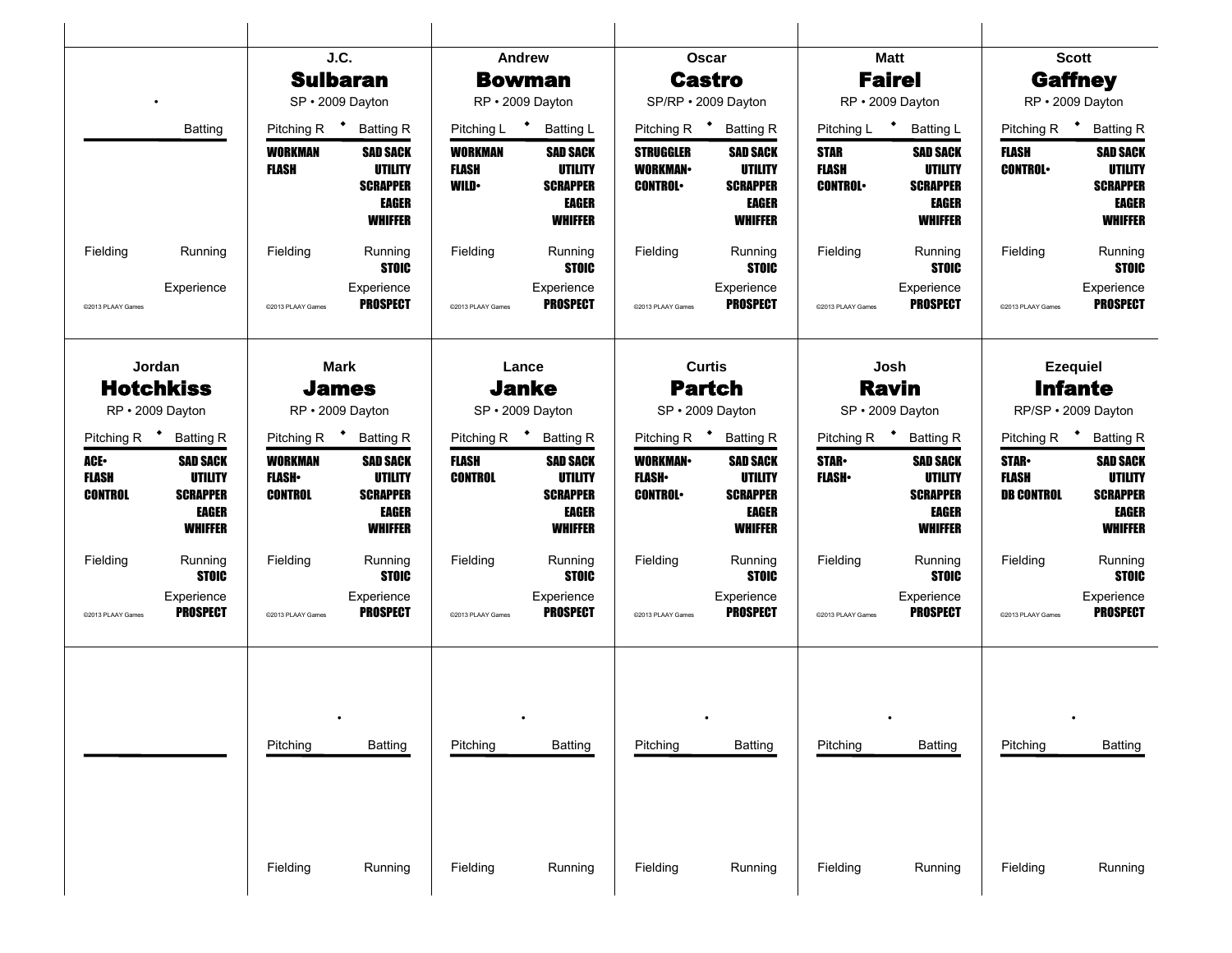| | | | | | |
|---|---|---|---|---|---|
| • | J.C. **Sulbaran** SP • 2009 Dayton | Andrew **Bowman** RP • 2009 Dayton | Oscar **Castro** SP/RP • 2009 Dayton | Matt **Fairel** RP • 2009 Dayton | Scott **Gaffney** RP • 2009 Dayton |
| Batting | Pitching R • Batting R | Pitching L • Batting L | Pitching R • Batting R | Pitching L • Batting L | Pitching R • Batting R |
| | **WORKMAN** **FLASH** / **SAD SACK** **UTILITY** **SCRAPPER** **EAGER** **WHIFFER** | **WORKMAN** **FLASH** **WILD•** / **SAD SACK** **UTILITY** **SCRAPPER** **EAGER** **WHIFFER** | **STRUGGLER** **WORKMAN•** **CONTROL•** / **SAD SACK** **UTILITY** **SCRAPPER** **EAGER** **WHIFFER** | **STAR** **FLASH** **CONTROL•** / **SAD SACK** **UTILITY** **SCRAPPER** **EAGER** **WHIFFER** | **FLASH** **CONTROL•** / **SAD SACK** **UTILITY** **SCRAPPER** **EAGER** **WHIFFER** |
| Fielding / Running | Fielding / Running **STOIC** | Fielding / Running **STOIC** | Fielding / Running **STOIC** | Fielding / Running **STOIC** | Fielding / Running **STOIC** |
| Experience | Experience **PROSPECT** | Experience **PROSPECT** | Experience **PROSPECT** | Experience **PROSPECT** | Experience **PROSPECT** |
| ©2013 PLAAY Games | ©2013 PLAAY Games | ©2013 PLAAY Games | ©2013 PLAAY Games | ©2013 PLAAY Games | ©2013 PLAAY Games |

| | | | | | |
|---|---|---|---|---|---|
| Jordan **Hotchkiss** RP • 2009 Dayton | Mark **James** RP • 2009 Dayton | Lance **Janke** SP • 2009 Dayton | Curtis **Partch** SP • 2009 Dayton | Josh **Ravin** SP • 2009 Dayton | Ezequiel **Infante** RP/SP • 2009 Dayton |
| Pitching R • Batting R | Pitching R • Batting R | Pitching R • Batting R | Pitching R • Batting R | Pitching R • Batting R | Pitching R • Batting R |
| **ACE•** **FLASH** **CONTROL** / **SAD SACK** **UTILITY** **SCRAPPER** **EAGER** **WHIFFER** | **WORKMAN** **FLASH•** **CONTROL** / **SAD SACK** **UTILITY** **SCRAPPER** **EAGER** **WHIFFER** | **FLASH** **CONTROL** / **SAD SACK** **UTILITY** **SCRAPPER** **EAGER** **WHIFFER** | **WORKMAN•** **FLASH•** **CONTROL•** / **SAD SACK** **UTILITY** **SCRAPPER** **EAGER** **WHIFFER** | **STAR•** **FLASH•** / **SAD SACK** **UTILITY** **SCRAPPER** **EAGER** **WHIFFER** | **STAR•** **FLASH** **DB CONTROL** / **SAD SACK** **UTILITY** **SCRAPPER** **EAGER** **WHIFFER** |
| Fielding / Running **STOIC** | Fielding / Running **STOIC** | Fielding / Running **STOIC** | Fielding / Running **STOIC** | Fielding / Running **STOIC** | Fielding / Running **STOIC** |
| Experience **PROSPECT** | Experience **PROSPECT** | Experience **PROSPECT** | Experience **PROSPECT** | Experience **PROSPECT** | Experience **PROSPECT** |
| ©2013 PLAAY Games | ©2013 PLAAY Games | ©2013 PLAAY Games | ©2013 PLAAY Games | ©2013 PLAAY Games | ©2013 PLAAY Games |

| | | | | | |
|---|---|---|---|---|---|
| | • | • | • | • | • |
| | Pitching / Batting | Pitching / Batting | Pitching / Batting | Pitching / Batting | Pitching / Batting |
| | Fielding / Running | Fielding / Running | Fielding / Running | Fielding / Running | Fielding / Running |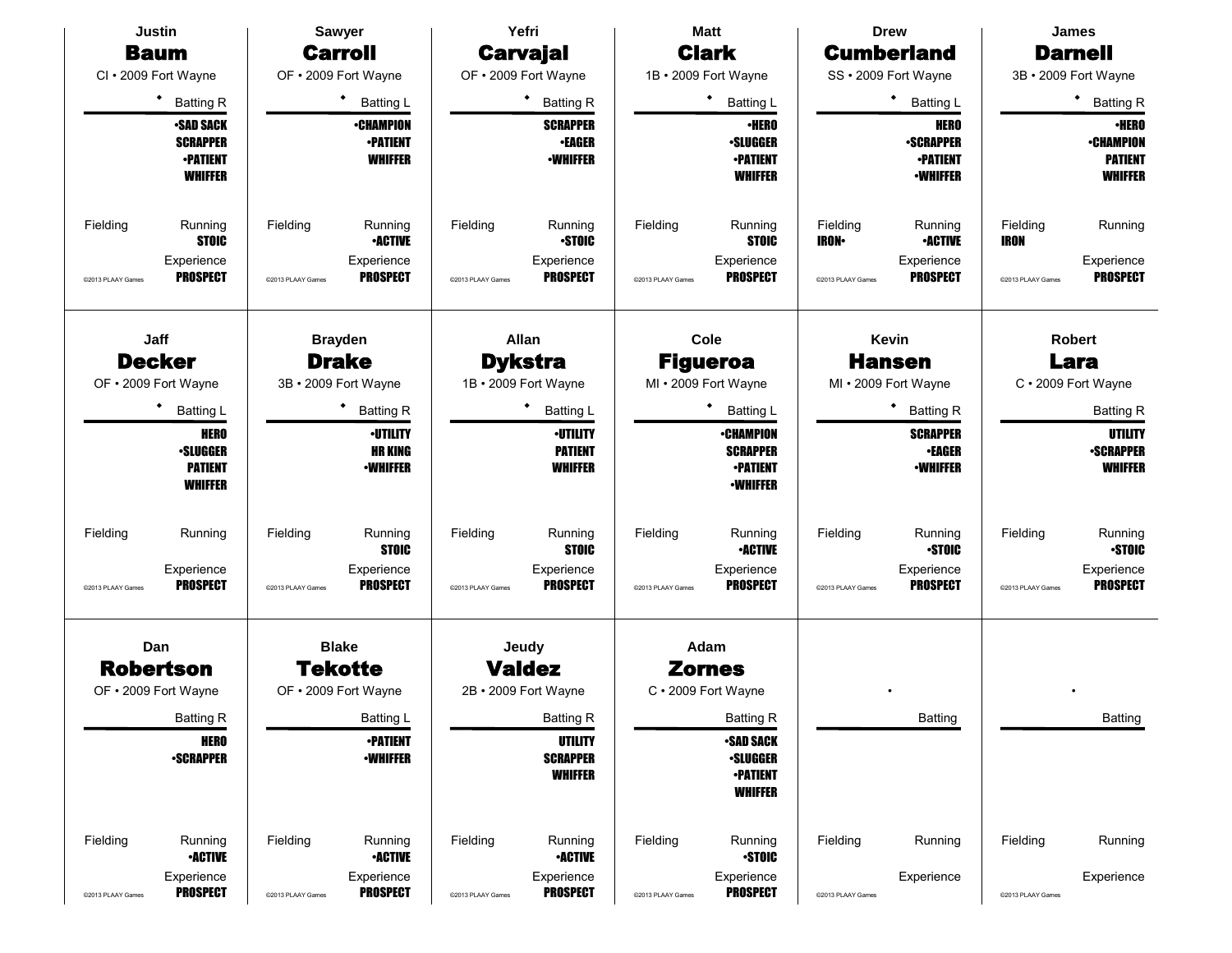## Justin **Baum**
CI • 2009 Fort Wayne

◆ Batting R

- •SAD SACK
- SCRAPPER
- •PATIENT
- WHIFFER

Fielding

Running: STOIC

Experience: PROSPECT

©2013 PLAAY Games

---

## Sawyer **Carroll**
OF • 2009 Fort Wayne

◆ Batting L

- •CHAMPION
- •PATIENT
- WHIFFER

Fielding

Running: •ACTIVE

Experience: PROSPECT

©2013 PLAAY Games

---

## Yefri **Carvajal**
OF • 2009 Fort Wayne

◆ Batting R

- SCRAPPER
- •EAGER
- •WHIFFER

Fielding

Running: •STOIC

Experience: PROSPECT

©2013 PLAAY Games

---

## Matt **Clark**
1B • 2009 Fort Wayne

◆ Batting L

- •HERO
- •SLUGGER
- •PATIENT
- WHIFFER

Fielding

Running: STOIC

Experience: PROSPECT

©2013 PLAAY Games

---

## Drew **Cumberland**
SS • 2009 Fort Wayne

◆ Batting L

- HERO
- •SCRAPPER
- •PATIENT
- •WHIFFER

Fielding: IRON•

Running: •ACTIVE

Experience: PROSPECT

©2013 PLAAY Games

---

## James **Darnell**
3B • 2009 Fort Wayne

◆ Batting R

- •HERO
- •CHAMPION
- PATIENT
- WHIFFER

Fielding: IRON

Running

Experience: PROSPECT

©2013 PLAAY Games

---

## Jaff **Decker**
OF • 2009 Fort Wayne

◆ Batting L

- HERO
- •SLUGGER
- PATIENT
- WHIFFER

Fielding

Running

Experience: PROSPECT

©2013 PLAAY Games

---

## Brayden **Drake**
3B • 2009 Fort Wayne

◆ Batting R

- •UTILITY
- HR KING
- •WHIFFER

Fielding

Running: STOIC

Experience: PROSPECT

©2013 PLAAY Games

---

## Allan **Dykstra**
1B • 2009 Fort Wayne

◆ Batting L

- •UTILITY
- PATIENT
- WHIFFER

Fielding

Running: STOIC

Experience: PROSPECT

©2013 PLAAY Games

---

## Cole **Figueroa**
MI • 2009 Fort Wayne

◆ Batting L

- •CHAMPION
- SCRAPPER
- •PATIENT
- •WHIFFER

Fielding

Running: •ACTIVE

Experience: PROSPECT

©2013 PLAAY Games

---

## Kevin **Hansen**
MI • 2009 Fort Wayne

◆ Batting R

- SCRAPPER
- •EAGER
- •WHIFFER

Fielding

Running: •STOIC

Experience: PROSPECT

©2013 PLAAY Games

---

## Robert **Lara**
C • 2009 Fort Wayne

Batting R

- UTILITY
- •SCRAPPER
- WHIFFER

Fielding

Running: •STOIC

Experience: PROSPECT

©2013 PLAAY Games

---

## Dan **Robertson**
OF • 2009 Fort Wayne

Batting R

- HERO
- •SCRAPPER

Fielding

Running: •ACTIVE

Experience: PROSPECT

©2013 PLAAY Games

---

## Blake **Tekotte**
OF • 2009 Fort Wayne

Batting L

- •PATIENT
- •WHIFFER

Fielding

Running: •ACTIVE

Experience: PROSPECT

©2013 PLAAY Games

---

## Jeudy **Valdez**
2B • 2009 Fort Wayne

Batting R

- UTILITY
- SCRAPPER
- WHIFFER

Fielding

Running: •ACTIVE

Experience: PROSPECT

©2013 PLAAY Games

---

## Adam **Zornes**
C • 2009 Fort Wayne

Batting R

- •SAD SACK
- •SLUGGER
- •PATIENT
- WHIFFER

Fielding

Running: •STOIC

Experience: PROSPECT

©2013 PLAAY Games

---

•

Batting

Fielding

Running

Experience

©2013 PLAAY Games

---

•

Batting

Fielding

Running

Experience

©2013 PLAAY Games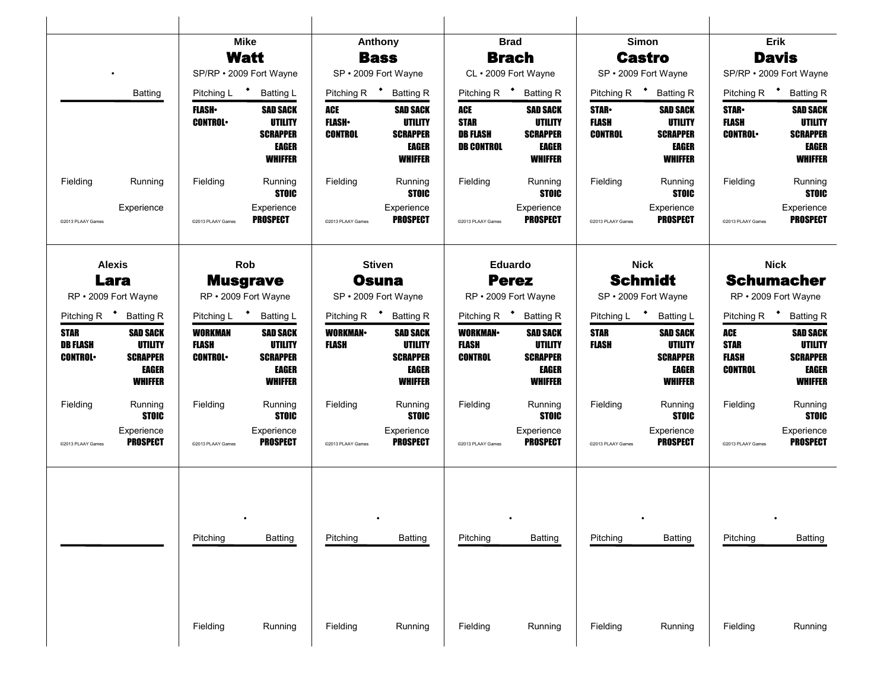## Mike Watt

SP/RP • 2009 Fort Wayne

| Pitching L | Batting L |
|---|---|
| FLASH• | SAD SACK |
| CONTROL• | UTILITY |
| | SCRAPPER |
| | EAGER |
| | WHIFFER |

Fielding | Running: STOIC

Experience: PROSPECT

©2013 PLAAY Games

## Anthony Bass

SP • 2009 Fort Wayne

| Pitching R | Batting R |
|---|---|
| ACE | SAD SACK |
| FLASH• | UTILITY |
| CONTROL | SCRAPPER |
| | EAGER |
| | WHIFFER |

Fielding | Running: STOIC

Experience: PROSPECT

©2013 PLAAY Games

## Brad Brach

CL • 2009 Fort Wayne

| Pitching R | Batting R |
|---|---|
| ACE | SAD SACK |
| STAR | UTILITY |
| DB FLASH | SCRAPPER |
| DB CONTROL | EAGER |
| | WHIFFER |

Fielding | Running: STOIC

Experience: PROSPECT

©2013 PLAAY Games

## Simon Castro

SP • 2009 Fort Wayne

| Pitching R | Batting R |
|---|---|
| STAR• | SAD SACK |
| FLASH | UTILITY |
| CONTROL | SCRAPPER |
| | EAGER |
| | WHIFFER |

Fielding | Running: STOIC

Experience: PROSPECT

©2013 PLAAY Games

## Erik Davis

SP/RP • 2009 Fort Wayne

| Pitching R | Batting R |
|---|---|
| STAR• | SAD SACK |
| FLASH | UTILITY |
| CONTROL• | SCRAPPER |
| | EAGER |
| | WHIFFER |

Fielding | Running: STOIC

Experience: PROSPECT

©2013 PLAAY Games

## Alexis Lara

RP • 2009 Fort Wayne

| Pitching R | Batting R |
|---|---|
| STAR | SAD SACK |
| DB FLASH | UTILITY |
| CONTROL• | SCRAPPER |
| | EAGER |
| | WHIFFER |

Fielding | Running: STOIC

Experience: PROSPECT

©2013 PLAAY Games

## Rob Musgrave

RP • 2009 Fort Wayne

| Pitching L | Batting L |
|---|---|
| WORKMAN | SAD SACK |
| FLASH | UTILITY |
| CONTROL• | SCRAPPER |
| | EAGER |
| | WHIFFER |

Fielding | Running: STOIC

Experience: PROSPECT

©2013 PLAAY Games

## Stiven Osuna

SP • 2009 Fort Wayne

| Pitching R | Batting R |
|---|---|
| WORKMAN• | SAD SACK |
| FLASH | UTILITY |
| | SCRAPPER |
| | EAGER |
| | WHIFFER |

Fielding | Running: STOIC

Experience: PROSPECT

©2013 PLAAY Games

## Eduardo Perez

RP • 2009 Fort Wayne

| Pitching R | Batting R |
|---|---|
| WORKMAN• | SAD SACK |
| FLASH | UTILITY |
| CONTROL | SCRAPPER |
| | EAGER |
| | WHIFFER |

Fielding | Running: STOIC

Experience: PROSPECT

©2013 PLAAY Games

## Nick Schmidt

SP • 2009 Fort Wayne

| Pitching L | Batting L |
|---|---|
| STAR | SAD SACK |
| FLASH | UTILITY |
| | SCRAPPER |
| | EAGER |
| | WHIFFER |

Fielding | Running: STOIC

Experience: PROSPECT

©2013 PLAAY Games

## Nick Schumacher

RP • 2009 Fort Wayne

| Pitching R | Batting R |
|---|---|
| ACE | SAD SACK |
| STAR | UTILITY |
| FLASH | SCRAPPER |
| CONTROL | EAGER |
| | WHIFFER |

Fielding | Running: STOIC

Experience: PROSPECT

©2013 PLAAY Games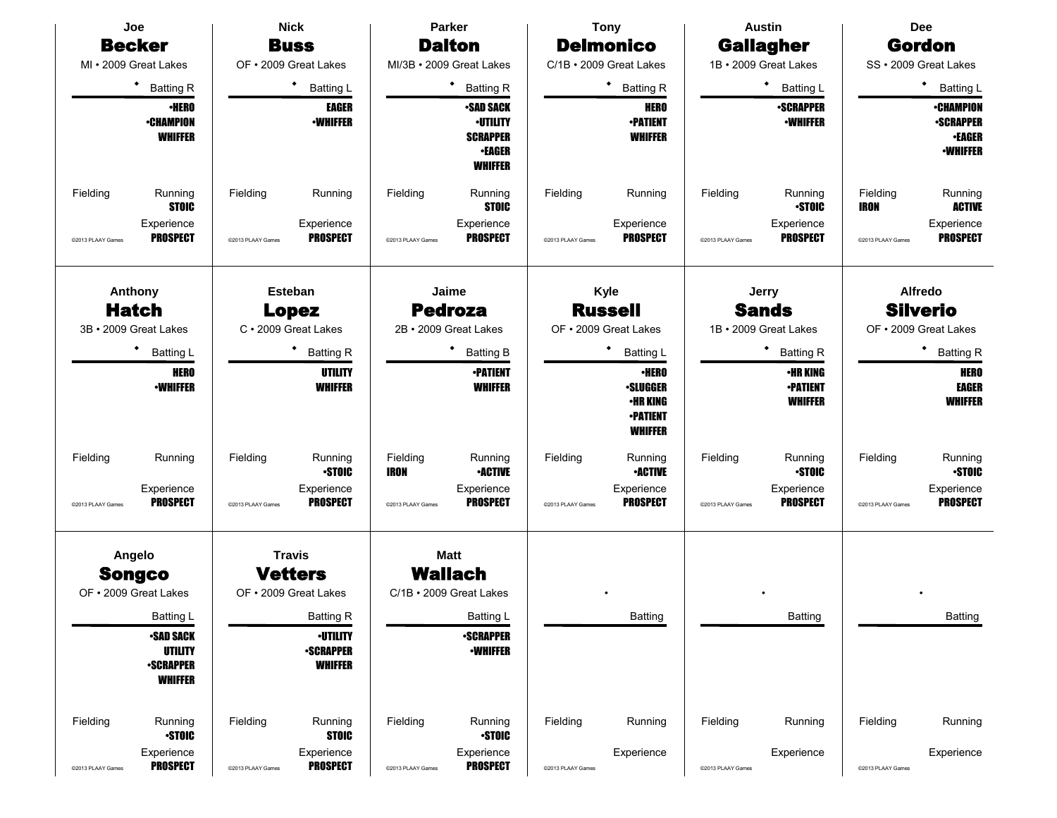## Joe **Becker**

MI • 2009 Great Lakes

Batting R

- •HERO
- •CHAMPION
- WHIFFER

Fielding

Running: STOIC

Experience: PROSPECT

©2013 PLAAY Games

---

## Nick **Buss**

OF • 2009 Great Lakes

Batting L

- EAGER
- •WHIFFER

Fielding

Running

Experience: PROSPECT

©2013 PLAAY Games

---

## Parker **Dalton**

MI/3B • 2009 Great Lakes

Batting R

- •SAD SACK
- •UTILITY
- SCRAPPER
- •EAGER
- WHIFFER

Fielding

Running: STOIC

Experience: PROSPECT

©2013 PLAAY Games

---

## Tony **Delmonico**

C/1B • 2009 Great Lakes

Batting R

- HERO
- •PATIENT
- WHIFFER

Fielding

Running

Experience: PROSPECT

©2013 PLAAY Games

---

## Austin **Gallagher**

1B • 2009 Great Lakes

Batting L

- •SCRAPPER
- •WHIFFER

Fielding

Running: •STOIC

Experience: PROSPECT

©2013 PLAAY Games

---

## Dee **Gordon**

SS • 2009 Great Lakes

Batting L

- •CHAMPION
- •SCRAPPER
- •EAGER
- •WHIFFER

Fielding: IRON

Running: ACTIVE

Experience: PROSPECT

©2013 PLAAY Games

---

## Anthony **Hatch**

3B • 2009 Great Lakes

Batting L

- HERO
- •WHIFFER

Fielding

Running

Experience: PROSPECT

©2013 PLAAY Games

---

## Esteban **Lopez**

C • 2009 Great Lakes

Batting R

- UTILITY
- WHIFFER

Fielding

Running: •STOIC

Experience: PROSPECT

©2013 PLAAY Games

---

## Jaime **Pedroza**

2B • 2009 Great Lakes

Batting B

- •PATIENT
- WHIFFER

Fielding: IRON

Running: •ACTIVE

Experience: PROSPECT

©2013 PLAAY Games

---

## Kyle **Russell**

OF • 2009 Great Lakes

Batting L

- •HERO
- •SLUGGER
- •HR KING
- •PATIENT
- WHIFFER

Fielding

Running: •ACTIVE

Experience: PROSPECT

©2013 PLAAY Games

---

## Jerry **Sands**

1B • 2009 Great Lakes

Batting R

- •HR KING
- •PATIENT
- WHIFFER

Fielding

Running: •STOIC

Experience: PROSPECT

©2013 PLAAY Games

---

## Alfredo **Silverio**

OF • 2009 Great Lakes

Batting R

- HERO
- EAGER
- WHIFFER

Fielding

Running: •STOIC

Experience: PROSPECT

©2013 PLAAY Games

---

## Angelo **Songco**

OF • 2009 Great Lakes

Batting L

- •SAD SACK
- UTILITY
- •SCRAPPER
- WHIFFER

Fielding

Running: •STOIC

Experience: PROSPECT

©2013 PLAAY Games

---

## Travis **Vetters**

OF • 2009 Great Lakes

Batting R

- •UTILITY
- •SCRAPPER
- WHIFFER

Fielding

Running: STOIC

Experience: PROSPECT

©2013 PLAAY Games

---

## Matt **Wallach**

C/1B • 2009 Great Lakes

Batting L

- •SCRAPPER
- •WHIFFER

Fielding

Running: •STOIC

Experience: PROSPECT

©2013 PLAAY Games

---

•

Batting

Fielding

Running

Experience

©2013 PLAAY Games

---

•

Batting

Fielding

Running

Experience

©2013 PLAAY Games

---

•

Batting

Fielding

Running

Experience

©2013 PLAAY Games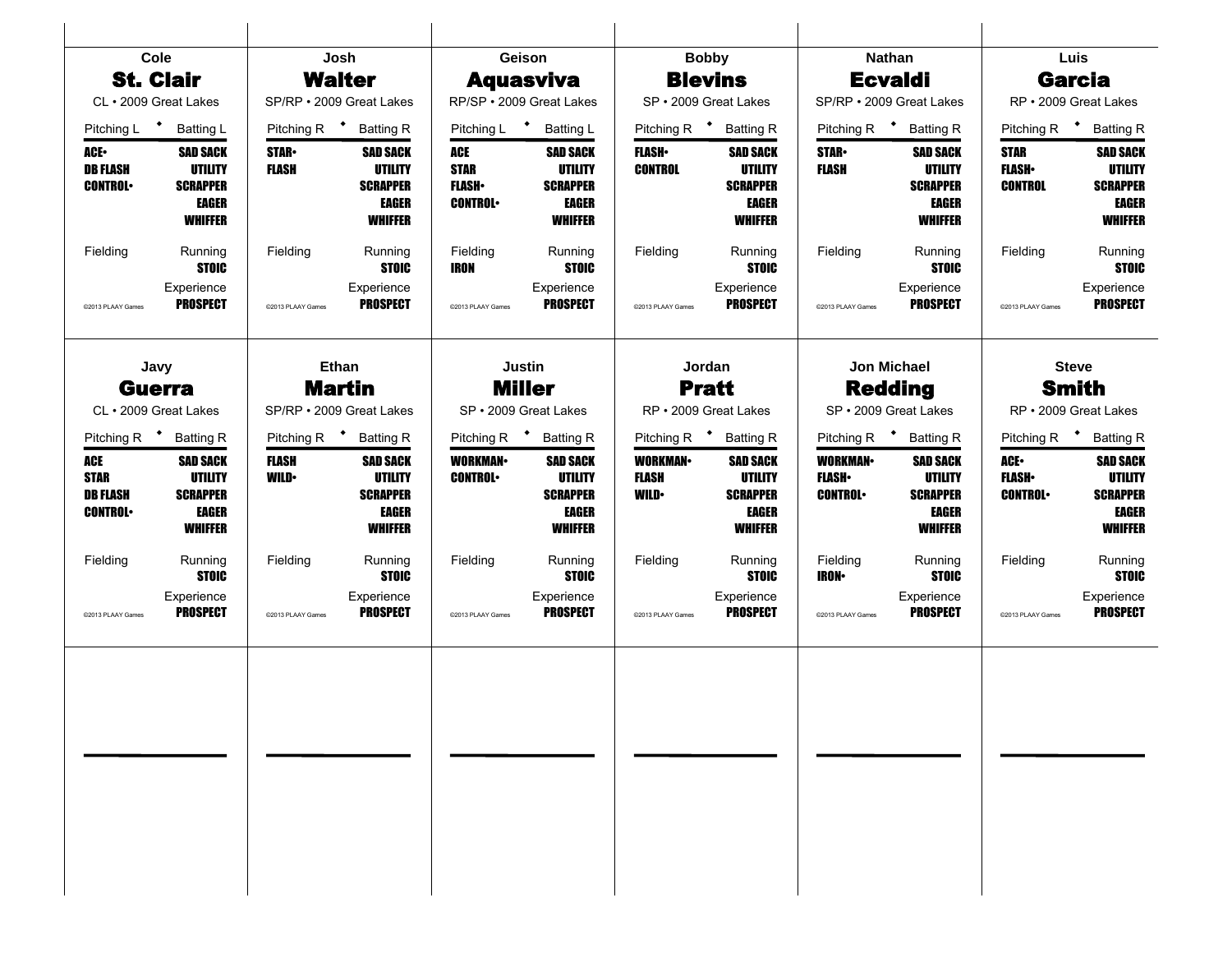## Cole St. Clair

CL • 2009 Great Lakes

| Pitching L | Batting L |
|---|---|
| ACE• | SAD SACK |
| DB FLASH | UTILITY |
| CONTROL• | SCRAPPER |
| | EAGER |
| | WHIFFER |

| Fielding | Running |
|---|---|
| | STOIC |
| | Experience |
| | PROSPECT |

©2013 PLAAY Games

## Josh Walter

SP/RP • 2009 Great Lakes

| Pitching R | Batting R |
|---|---|
| STAR• | SAD SACK |
| FLASH | UTILITY |
| | SCRAPPER |
| | EAGER |
| | WHIFFER |

| Fielding | Running |
|---|---|
| | STOIC |
| | Experience |
| | PROSPECT |

©2013 PLAAY Games

## Geison Aquasviva

RP/SP • 2009 Great Lakes

| Pitching L | Batting L |
|---|---|
| ACE | SAD SACK |
| STAR | UTILITY |
| FLASH• | SCRAPPER |
| CONTROL• | EAGER |
| | WHIFFER |

| Fielding | Running |
|---|---|
| IRON | STOIC |
| | Experience |
| | PROSPECT |

©2013 PLAAY Games

## Bobby Blevins

SP • 2009 Great Lakes

| Pitching R | Batting R |
|---|---|
| FLASH• | SAD SACK |
| CONTROL | UTILITY |
| | SCRAPPER |
| | EAGER |
| | WHIFFER |

| Fielding | Running |
|---|---|
| | STOIC |
| | Experience |
| | PROSPECT |

©2013 PLAAY Games

## Nathan Ecvaldi

SP/RP • 2009 Great Lakes

| Pitching R | Batting R |
|---|---|
| STAR• | SAD SACK |
| FLASH | UTILITY |
| | SCRAPPER |
| | EAGER |
| | WHIFFER |

| Fielding | Running |
|---|---|
| | STOIC |
| | Experience |
| | PROSPECT |

©2013 PLAAY Games

## Luis Garcia

RP • 2009 Great Lakes

| Pitching R | Batting R |
|---|---|
| STAR | SAD SACK |
| FLASH• | UTILITY |
| CONTROL | SCRAPPER |
| | EAGER |
| | WHIFFER |

| Fielding | Running |
|---|---|
| | STOIC |
| | Experience |
| | PROSPECT |

©2013 PLAAY Games

## Javy Guerra

CL • 2009 Great Lakes

| Pitching R | Batting R |
|---|---|
| ACE | SAD SACK |
| STAR | UTILITY |
| DB FLASH | SCRAPPER |
| CONTROL• | EAGER |
| | WHIFFER |

| Fielding | Running |
|---|---|
| | STOIC |
| | Experience |
| | PROSPECT |

©2013 PLAAY Games

## Ethan Martin

SP/RP • 2009 Great Lakes

| Pitching R | Batting R |
|---|---|
| FLASH | SAD SACK |
| WILD• | UTILITY |
| | SCRAPPER |
| | EAGER |
| | WHIFFER |

| Fielding | Running |
|---|---|
| | STOIC |
| | Experience |
| | PROSPECT |

©2013 PLAAY Games

## Justin Miller

SP • 2009 Great Lakes

| Pitching R | Batting R |
|---|---|
| WORKMAN• | SAD SACK |
| CONTROL• | UTILITY |
| | SCRAPPER |
| | EAGER |
| | WHIFFER |

| Fielding | Running |
|---|---|
| | STOIC |
| | Experience |
| | PROSPECT |

©2013 PLAAY Games

## Jordan Pratt

RP • 2009 Great Lakes

| Pitching R | Batting R |
|---|---|
| WORKMAN• | SAD SACK |
| FLASH | UTILITY |
| WILD• | SCRAPPER |
| | EAGER |
| | WHIFFER |

| Fielding | Running |
|---|---|
| | STOIC |
| | Experience |
| | PROSPECT |

©2013 PLAAY Games

## Jon Michael Redding

SP • 2009 Great Lakes

| Pitching R | Batting R |
|---|---|
| WORKMAN• | SAD SACK |
| FLASH• | UTILITY |
| CONTROL• | SCRAPPER |
| | EAGER |
| | WHIFFER |

| Fielding | Running |
|---|---|
| IRON• | STOIC |
| | Experience |
| | PROSPECT |

©2013 PLAAY Games

## Steve Smith

RP • 2009 Great Lakes

| Pitching R | Batting R |
|---|---|
| ACE• | SAD SACK |
| FLASH• | UTILITY |
| CONTROL• | SCRAPPER |
| | EAGER |
| | WHIFFER |

| Fielding | Running |
|---|---|
| | STOIC |
| | Experience |
| | PROSPECT |

©2013 PLAAY Games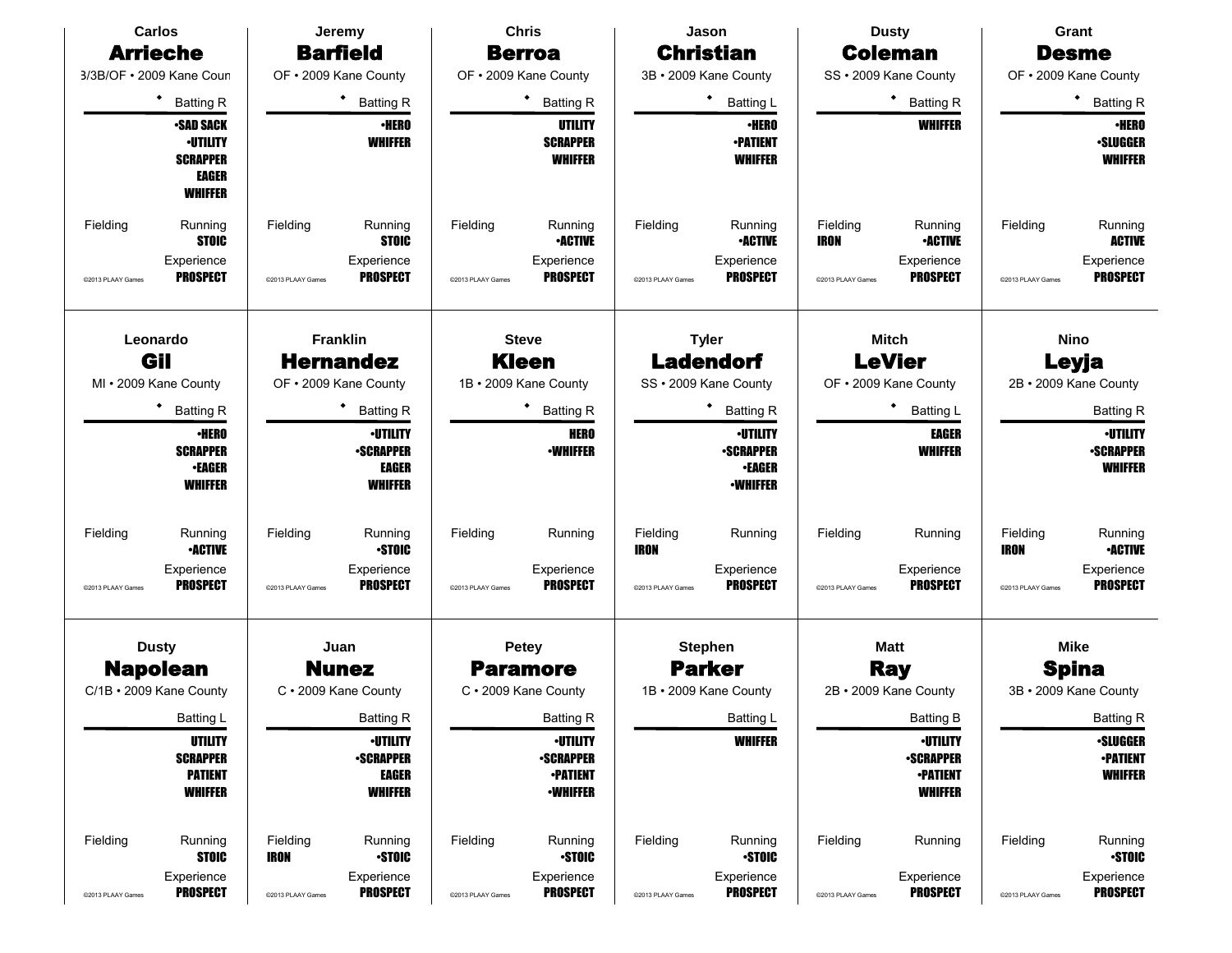## Carlos **Arrieche**

3/3B/OF • 2009 Kane Coun

◆ Batting R

- •SAD SACK
- •UTILITY
- SCRAPPER
- EAGER
- WHIFFER

Fielding

Running: STOIC

Experience: PROSPECT

©2013 PLAAY Games

## Jeremy **Barfield**

OF • 2009 Kane County

◆ Batting R

- •HERO
- WHIFFER

Fielding

Running: STOIC

Experience: PROSPECT

©2013 PLAAY Games

## Chris **Berroa**

OF • 2009 Kane County

◆ Batting R

- UTILITY
- SCRAPPER
- WHIFFER

Fielding

Running: •ACTIVE

Experience: PROSPECT

©2013 PLAAY Games

## Jason **Christian**

3B • 2009 Kane County

◆ Batting L

- •HERO
- •PATIENT
- WHIFFER

Fielding

Running: •ACTIVE

Experience: PROSPECT

©2013 PLAAY Games

## Dusty **Coleman**

SS • 2009 Kane County

◆ Batting R

- WHIFFER

Fielding: IRON

Running: •ACTIVE

Experience: PROSPECT

©2013 PLAAY Games

## Grant **Desme**

OF • 2009 Kane County

◆ Batting R

- •HERO
- •SLUGGER
- WHIFFER

Fielding

Running: ACTIVE

Experience: PROSPECT

©2013 PLAAY Games

## Leonardo **Gil**

MI • 2009 Kane County

◆ Batting R

- •HERO
- SCRAPPER
- •EAGER
- WHIFFER

Fielding

Running: •ACTIVE

Experience: PROSPECT

©2013 PLAAY Games

## Franklin **Hernandez**

OF • 2009 Kane County

◆ Batting R

- •UTILITY
- •SCRAPPER
- EAGER
- WHIFFER

Fielding

Running: •STOIC

Experience: PROSPECT

©2013 PLAAY Games

## Steve **Kleen**

1B • 2009 Kane County

◆ Batting R

- HERO
- •WHIFFER

Fielding

Running

Experience: PROSPECT

©2013 PLAAY Games

## Tyler **Ladendorf**

SS • 2009 Kane County

◆ Batting R

- •UTILITY
- •SCRAPPER
- •EAGER
- •WHIFFER

Fielding: IRON

Running

Experience: PROSPECT

©2013 PLAAY Games

## Mitch **LeVier**

OF • 2009 Kane County

◆ Batting L

- EAGER
- WHIFFER

Fielding

Running

Experience: PROSPECT

©2013 PLAAY Games

## Nino **Leyja**

2B • 2009 Kane County

Batting R

- •UTILITY
- •SCRAPPER
- WHIFFER

Fielding: IRON

Running: •ACTIVE

Experience: PROSPECT

©2013 PLAAY Games

## Dusty **Napolean**

C/1B • 2009 Kane County

Batting L

- UTILITY
- SCRAPPER
- PATIENT
- WHIFFER

Fielding

Running: STOIC

Experience: PROSPECT

©2013 PLAAY Games

## Juan **Nunez**

C • 2009 Kane County

Batting R

- •UTILITY
- •SCRAPPER
- EAGER
- WHIFFER

Fielding: IRON

Running: •STOIC

Experience: PROSPECT

©2013 PLAAY Games

## Petey **Paramore**

C • 2009 Kane County

Batting R

- •UTILITY
- •SCRAPPER
- •PATIENT
- •WHIFFER

Fielding

Running: •STOIC

Experience: PROSPECT

©2013 PLAAY Games

## Stephen **Parker**

1B • 2009 Kane County

Batting L

- WHIFFER

Fielding

Running: •STOIC

Experience: PROSPECT

©2013 PLAAY Games

## Matt **Ray**

2B • 2009 Kane County

Batting B

- •UTILITY
- •SCRAPPER
- •PATIENT
- WHIFFER

Fielding

Running

Experience: PROSPECT

©2013 PLAAY Games

## Mike **Spina**

3B • 2009 Kane County

Batting R

- •SLUGGER
- •PATIENT
- WHIFFER

Fielding

Running: •STOIC

Experience: PROSPECT

©2013 PLAAY Games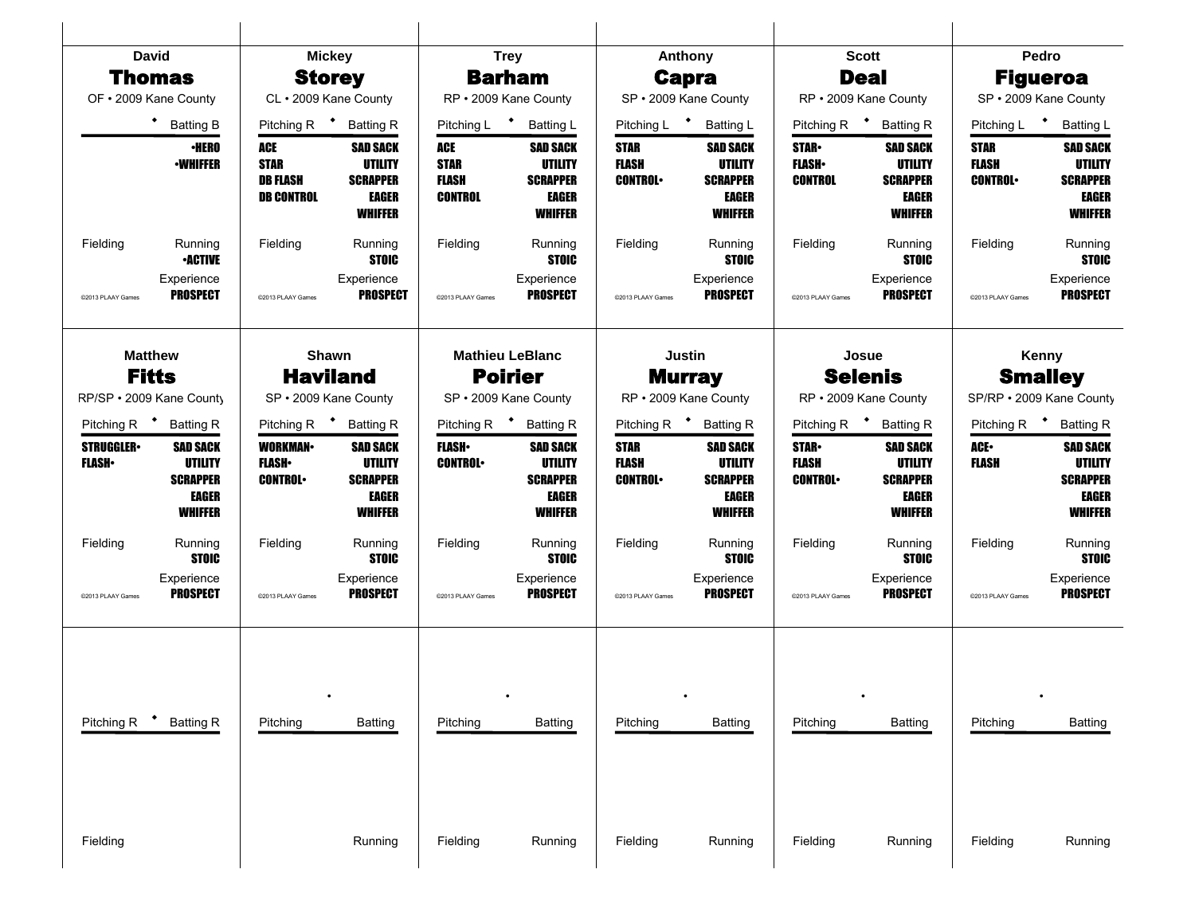## David Thomas
OF • 2009 Kane County

◆ Batting B

•HERO
•WHIFFER

Fielding

Running
•ACTIVE

Experience
PROSPECT

©2013 PLAAY Games

## Mickey Storey
CL • 2009 Kane County

Pitching R ◆ Batting R

ACE
STAR
DB FLASH
DB CONTROL

SAD SACK
UTILITY
SCRAPPER
EAGER
WHIFFER

Fielding

Running
STOIC

Experience
PROSPECT

©2013 PLAAY Games

## Trey Barham
RP • 2009 Kane County

Pitching L ◆ Batting L

ACE
STAR
FLASH
CONTROL

SAD SACK
UTILITY
SCRAPPER
EAGER
WHIFFER

Fielding

Running
STOIC

Experience
PROSPECT

©2013 PLAAY Games

## Anthony Capra
SP • 2009 Kane County

Pitching L ◆ Batting L

STAR
FLASH
CONTROL•

SAD SACK
UTILITY
SCRAPPER
EAGER
WHIFFER

Fielding

Running
STOIC

Experience
PROSPECT

©2013 PLAAY Games

## Scott Deal
RP • 2009 Kane County

Pitching R ◆ Batting R

STAR•
FLASH•
CONTROL

SAD SACK
UTILITY
SCRAPPER
EAGER
WHIFFER

Fielding

Running
STOIC

Experience
PROSPECT

©2013 PLAAY Games

## Pedro Figueroa
SP • 2009 Kane County

Pitching L ◆ Batting L

STAR
FLASH
CONTROL•

SAD SACK
UTILITY
SCRAPPER
EAGER
WHIFFER

Fielding

Running
STOIC

Experience
PROSPECT

©2013 PLAAY Games

## Matthew Fitts
RP/SP • 2009 Kane County

Pitching R ◆ Batting R

STRUGGLER•
FLASH•

SAD SACK
UTILITY
SCRAPPER
EAGER
WHIFFER

Fielding

Running
STOIC

Experience
PROSPECT

©2013 PLAAY Games

## Shawn Haviland
SP • 2009 Kane County

Pitching R ◆ Batting R

WORKMAN•
FLASH•
CONTROL•

SAD SACK
UTILITY
SCRAPPER
EAGER
WHIFFER

Fielding

Running
STOIC

Experience
PROSPECT

©2013 PLAAY Games

## Mathieu LeBlanc Poirier
SP • 2009 Kane County

Pitching R ◆ Batting R

FLASH•
CONTROL•

SAD SACK
UTILITY
SCRAPPER
EAGER
WHIFFER

Fielding

Running
STOIC

Experience
PROSPECT

©2013 PLAAY Games

## Justin Murray
RP • 2009 Kane County

Pitching R ◆ Batting R

STAR
FLASH
CONTROL•

SAD SACK
UTILITY
SCRAPPER
EAGER
WHIFFER

Fielding

Running
STOIC

Experience
PROSPECT

©2013 PLAAY Games

## Josue Selenis
RP • 2009 Kane County

Pitching R ◆ Batting R

STAR•
FLASH
CONTROL•

SAD SACK
UTILITY
SCRAPPER
EAGER
WHIFFER

Fielding

Running
STOIC

Experience
PROSPECT

©2013 PLAAY Games

## Kenny Smalley
SP/RP • 2009 Kane County

Pitching R ◆ Batting R

ACE•
FLASH

SAD SACK
UTILITY
SCRAPPER
EAGER
WHIFFER

Fielding

Running
STOIC

Experience
PROSPECT

©2013 PLAAY Games

---

Pitching R ◆ Batting R

Fielding

---

Pitching • Batting

Running

---

Pitching • Batting

Fielding Running

---

Pitching • Batting

Fielding Running

---

Pitching • Batting

Fielding Running

---

Pitching • Batting

Fielding Running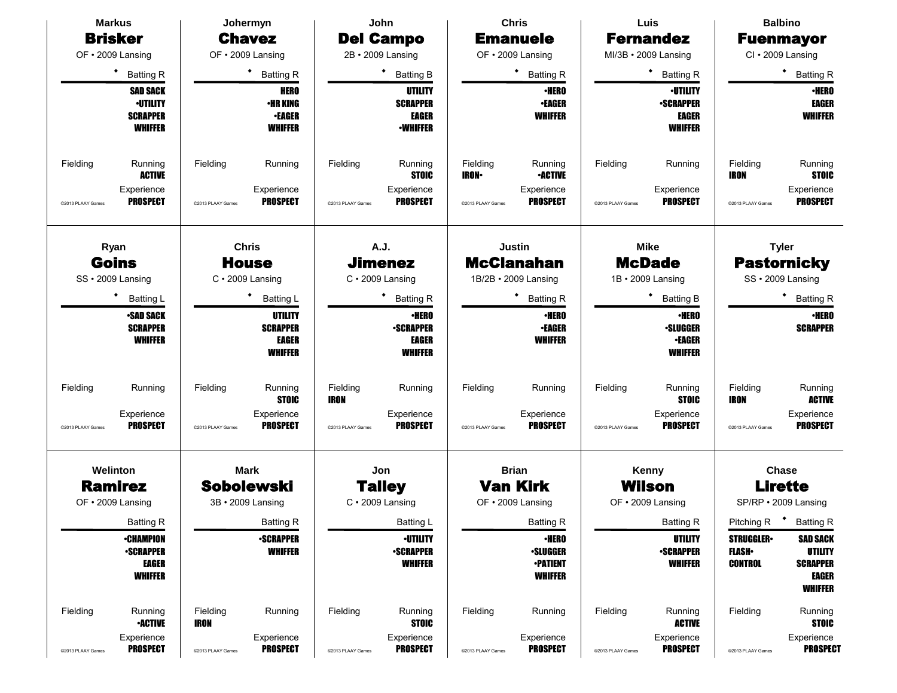**Markus**
**Brisker**
OF • 2009 Lansing

◆ Batting R

SAD SACK
•UTILITY
SCRAPPER
WHIFFER

Fielding | Running: ACTIVE
Experience: PROSPECT

©2013 PLAAY Games

---

**Johermyn**
**Chavez**
OF • 2009 Lansing

◆ Batting R

HERO
•HR KING
•EAGER
WHIFFER

Fielding | Running
Experience: PROSPECT

©2013 PLAAY Games

---

**John**
**Del Campo**
2B • 2009 Lansing

◆ Batting B

UTILITY
SCRAPPER
EAGER
•WHIFFER

Fielding | Running: STOIC
Experience: PROSPECT

©2013 PLAAY Games

---

**Chris**
**Emanuele**
OF • 2009 Lansing

◆ Batting R

•HERO
•EAGER
WHIFFER

Fielding: IRON• | Running: •ACTIVE
Experience: PROSPECT

©2013 PLAAY Games

---

**Luis**
**Fernandez**
MI/3B • 2009 Lansing

◆ Batting R

•UTILITY
•SCRAPPER
EAGER
WHIFFER

Fielding | Running
Experience: PROSPECT

©2013 PLAAY Games

---

**Balbino**
**Fuenmayor**
CI • 2009 Lansing

◆ Batting R

•HERO
EAGER
WHIFFER

Fielding: IRON | Running: STOIC
Experience: PROSPECT

©2013 PLAAY Games

---

**Ryan**
**Goins**
SS • 2009 Lansing

◆ Batting L

•SAD SACK
SCRAPPER
WHIFFER

Fielding | Running
Experience: PROSPECT

©2013 PLAAY Games

---

**Chris**
**House**
C • 2009 Lansing

◆ Batting L

UTILITY
SCRAPPER
EAGER
WHIFFER

Fielding | Running: STOIC
Experience: PROSPECT

©2013 PLAAY Games

---

**A.J.**
**Jimenez**
C • 2009 Lansing

◆ Batting R

•HERO
•SCRAPPER
EAGER
WHIFFER

Fielding: IRON | Running
Experience: PROSPECT

©2013 PLAAY Games

---

**Justin**
**McClanahan**
1B/2B • 2009 Lansing

◆ Batting R

•HERO
•EAGER
WHIFFER

Fielding | Running
Experience: PROSPECT

©2013 PLAAY Games

---

**Mike**
**McDade**
1B • 2009 Lansing

◆ Batting B

•HERO
•SLUGGER
•EAGER
WHIFFER

Fielding | Running: STOIC
Experience: PROSPECT

©2013 PLAAY Games

---

**Tyler**
**Pastornicky**
SS • 2009 Lansing

◆ Batting R

•HERO
SCRAPPER

Fielding: IRON | Running: ACTIVE
Experience: PROSPECT

©2013 PLAAY Games

---

**Welinton**
**Ramirez**
OF • 2009 Lansing

Batting R

•CHAMPION
•SCRAPPER
EAGER
WHIFFER

Fielding | Running: •ACTIVE
Experience: PROSPECT

©2013 PLAAY Games

---

**Mark**
**Sobolewski**
3B • 2009 Lansing

Batting R

•SCRAPPER
WHIFFER

Fielding: IRON | Running
Experience: PROSPECT

©2013 PLAAY Games

---

**Jon**
**Talley**
C • 2009 Lansing

Batting L

•UTILITY
•SCRAPPER
WHIFFER

Fielding | Running: STOIC
Experience: PROSPECT

©2013 PLAAY Games

---

**Brian**
**Van Kirk**
OF • 2009 Lansing

Batting R

•HERO
•SLUGGER
•PATIENT
WHIFFER

Fielding | Running
Experience: PROSPECT

©2013 PLAAY Games

---

**Kenny**
**Wilson**
OF • 2009 Lansing

Batting R

UTILITY
•SCRAPPER
WHIFFER

Fielding | Running: ACTIVE
Experience: PROSPECT

©2013 PLAAY Games

---

**Chase**
**Lirette**
SP/RP • 2009 Lansing

Pitching R | ◆ Batting R

STRUGGLER• | SAD SACK
FLASH• | UTILITY
CONTROL | SCRAPPER
| EAGER
| WHIFFER

Fielding | Running: STOIC
Experience: PROSPECT

©2013 PLAAY Games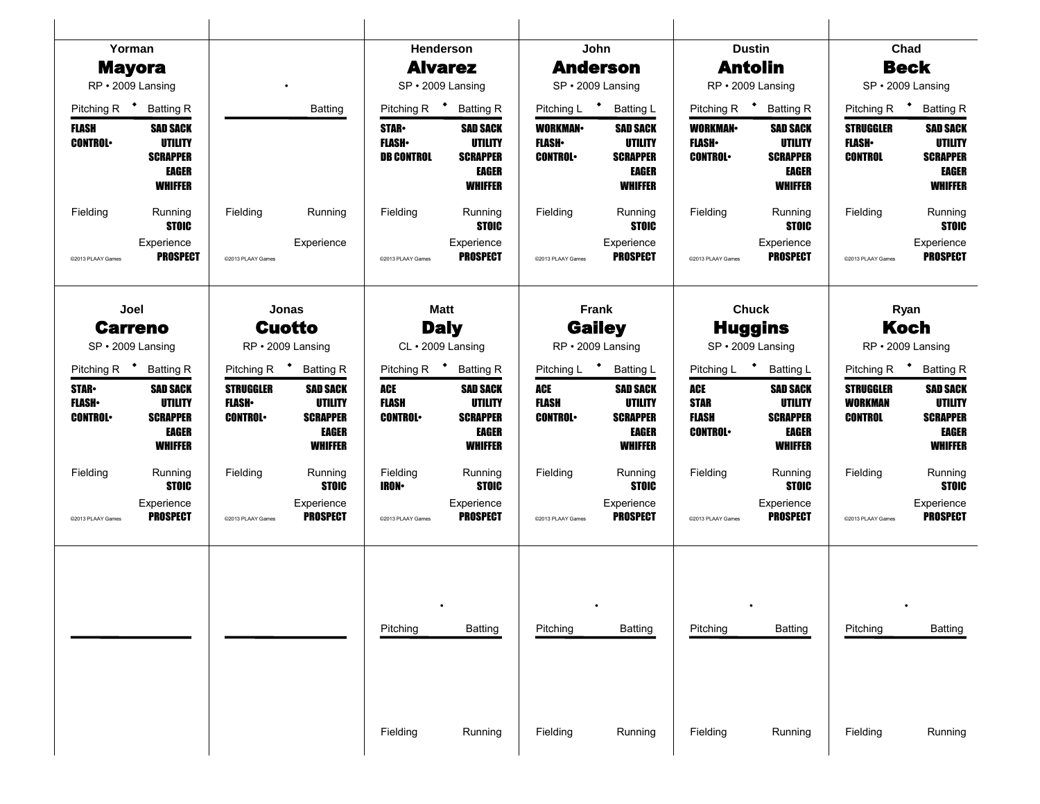## Yorman Mayora

RP • 2009 Lansing

| Pitching R | Batting R |
|---|---|
| FLASH | SAD SACK |
| CONTROL• | UTILITY |
| | SCRAPPER |
| | EAGER |
| | WHIFFER |

| Fielding | Running |
|---|---|
| | STOIC |

Experience: PROSPECT

©2013 PLAAY Games

---

•

| | Batting |
|---|---|

| Fielding | Running |
|---|---|

Experience

©2013 PLAAY Games

---

## Henderson Alvarez

SP • 2009 Lansing

| Pitching R | Batting R |
|---|---|
| STAR• | SAD SACK |
| FLASH• | UTILITY |
| DB CONTROL | SCRAPPER |
| | EAGER |
| | WHIFFER |

| Fielding | Running |
|---|---|
| | STOIC |

Experience: PROSPECT

©2013 PLAAY Games

---

## John Anderson

SP • 2009 Lansing

| Pitching L | Batting L |
|---|---|
| WORKMAN• | SAD SACK |
| FLASH• | UTILITY |
| CONTROL• | SCRAPPER |
| | EAGER |
| | WHIFFER |

| Fielding | Running |
|---|---|
| | STOIC |

Experience: PROSPECT

©2013 PLAAY Games

---

## Dustin Antolin

RP • 2009 Lansing

| Pitching R | Batting R |
|---|---|
| WORKMAN• | SAD SACK |
| FLASH• | UTILITY |
| CONTROL• | SCRAPPER |
| | EAGER |
| | WHIFFER |

| Fielding | Running |
|---|---|
| | STOIC |

Experience: PROSPECT

©2013 PLAAY Games

---

## Chad Beck

SP • 2009 Lansing

| Pitching R | Batting R |
|---|---|
| STRUGGLER | SAD SACK |
| FLASH• | UTILITY |
| CONTROL | SCRAPPER |
| | EAGER |
| | WHIFFER |

| Fielding | Running |
|---|---|
| | STOIC |

Experience: PROSPECT

©2013 PLAAY Games

---

## Joel Carreno

SP • 2009 Lansing

| Pitching R | Batting R |
|---|---|
| STAR• | SAD SACK |
| FLASH• | UTILITY |
| CONTROL• | SCRAPPER |
| | EAGER |
| | WHIFFER |

| Fielding | Running |
|---|---|
| | STOIC |

Experience: PROSPECT

©2013 PLAAY Games

---

## Jonas Cuotto

RP • 2009 Lansing

| Pitching R | Batting R |
|---|---|
| STRUGGLER | SAD SACK |
| FLASH• | UTILITY |
| CONTROL• | SCRAPPER |
| | EAGER |
| | WHIFFER |

| Fielding | Running |
|---|---|
| | STOIC |

Experience: PROSPECT

©2013 PLAAY Games

---

## Matt Daly

CL • 2009 Lansing

| Pitching R | Batting R |
|---|---|
| ACE | SAD SACK |
| FLASH | UTILITY |
| CONTROL• | SCRAPPER |
| | EAGER |
| | WHIFFER |

| Fielding | Running |
|---|---|
| IRON• | STOIC |

Experience: PROSPECT

©2013 PLAAY Games

---

## Frank Gailey

RP • 2009 Lansing

| Pitching L | Batting L |
|---|---|
| ACE | SAD SACK |
| FLASH | UTILITY |
| CONTROL• | SCRAPPER |
| | EAGER |
| | WHIFFER |

| Fielding | Running |
|---|---|
| | STOIC |

Experience: PROSPECT

©2013 PLAAY Games

---

## Chuck Huggins

SP • 2009 Lansing

| Pitching L | Batting L |
|---|---|
| ACE | SAD SACK |
| STAR | UTILITY |
| FLASH | SCRAPPER |
| CONTROL• | EAGER |
| | WHIFFER |

| Fielding | Running |
|---|---|
| | STOIC |

Experience: PROSPECT

©2013 PLAAY Games

---

## Ryan Koch

RP • 2009 Lansing

| Pitching R | Batting R |
|---|---|
| STRUGGLER | SAD SACK |
| WORKMAN | UTILITY |
| CONTROL | SCRAPPER |
| | EAGER |
| | WHIFFER |

| Fielding | Running |
|---|---|
| | STOIC |

Experience: PROSPECT

©2013 PLAAY Games

---

•

| Pitching | Batting |
|---|---|

| Fielding | Running |
|---|---|

---

•

| Pitching | Batting |
|---|---|

| Fielding | Running |
|---|---|

---

•

| Pitching | Batting |
|---|---|

| Fielding | Running |
|---|---|

---

•

| Pitching | Batting |
|---|---|

| Fielding | Running |
|---|---|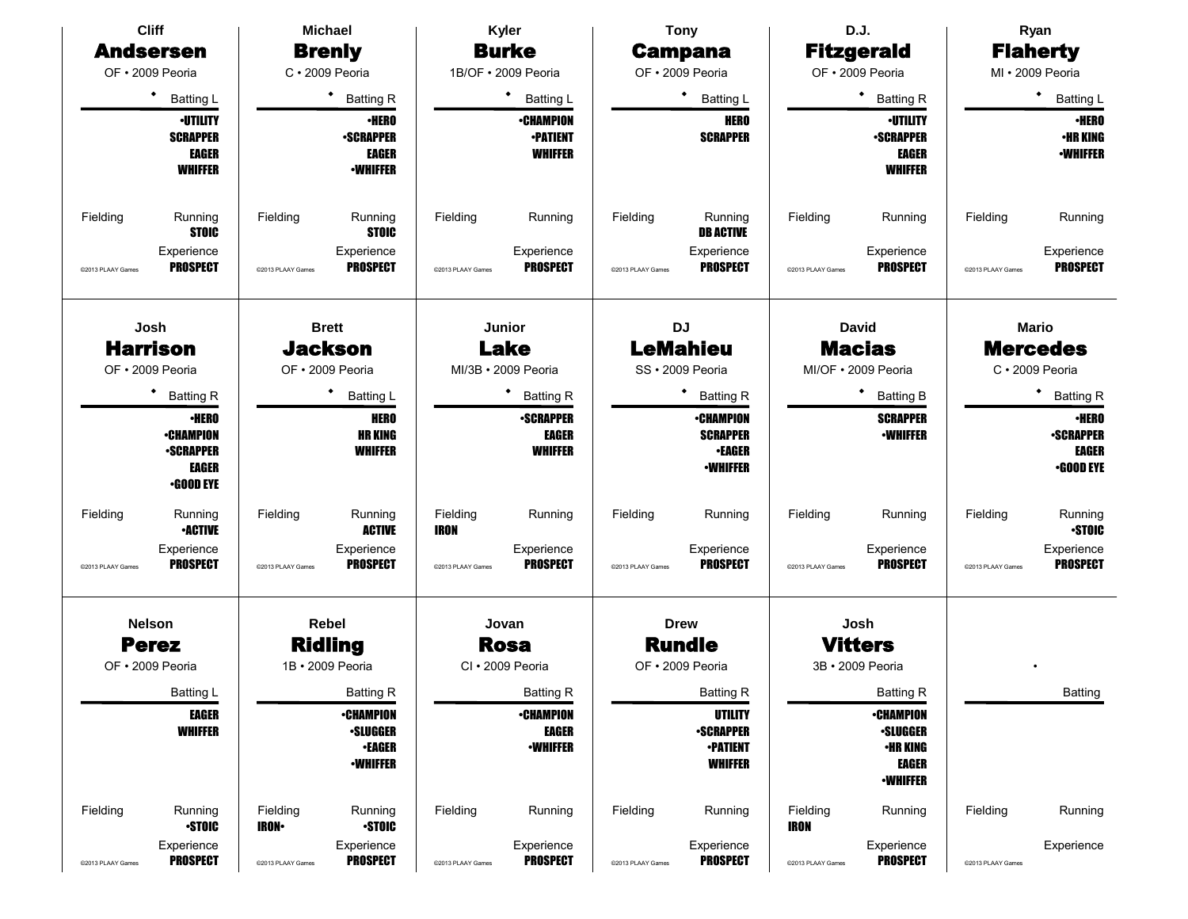## Cliff Andsersen

OF • 2009 Peoria

• Batting L

•UTILITY
SCRAPPER
EAGER
WHIFFER

Fielding

Running
STOIC

Experience
PROSPECT

©2013 PLAAY Games

---

## Michael Brenly

C • 2009 Peoria

• Batting R

•HERO
•SCRAPPER
EAGER
•WHIFFER

Fielding

Running
STOIC

Experience
PROSPECT

©2013 PLAAY Games

---

## Kyler Burke

1B/OF • 2009 Peoria

• Batting L

•CHAMPION
•PATIENT
WHIFFER

Fielding

Running

Experience
PROSPECT

©2013 PLAAY Games

---

## Tony Campana

OF • 2009 Peoria

• Batting L

HERO
SCRAPPER

Fielding

Running
DB ACTIVE

Experience
PROSPECT

©2013 PLAAY Games

---

## D.J. Fitzgerald

OF • 2009 Peoria

• Batting R

•UTILITY
•SCRAPPER
EAGER
WHIFFER

Fielding

Running

Experience
PROSPECT

©2013 PLAAY Games

---

## Ryan Flaherty

MI • 2009 Peoria

• Batting L

•HERO
•HR KING
•WHIFFER

Fielding

Running

Experience
PROSPECT

©2013 PLAAY Games

---

## Josh Harrison

OF • 2009 Peoria

• Batting R

•HERO
•CHAMPION
•SCRAPPER
EAGER
•GOOD EYE

Fielding

Running
•ACTIVE

Experience
PROSPECT

©2013 PLAAY Games

---

## Brett Jackson

OF • 2009 Peoria

• Batting L

HERO
HR KING
WHIFFER

Fielding

Running
ACTIVE

Experience
PROSPECT

©2013 PLAAY Games

---

## Junior Lake

MI/3B • 2009 Peoria

• Batting R

•SCRAPPER
EAGER
WHIFFER

Fielding
IRON

Running

Experience
PROSPECT

©2013 PLAAY Games

---

## DJ LeMahieu

SS • 2009 Peoria

• Batting R

•CHAMPION
SCRAPPER
•EAGER
•WHIFFER

Fielding

Running

Experience
PROSPECT

©2013 PLAAY Games

---

## David Macias

MI/OF • 2009 Peoria

• Batting B

SCRAPPER
•WHIFFER

Fielding

Running

Experience
PROSPECT

©2013 PLAAY Games

---

## Mario Mercedes

C • 2009 Peoria

• Batting R

•HERO
•SCRAPPER
EAGER
•GOOD EYE

Fielding

Running
•STOIC

Experience
PROSPECT

©2013 PLAAY Games

---

## Nelson Perez

OF • 2009 Peoria

Batting L

EAGER
WHIFFER

Fielding

Running
•STOIC

Experience
PROSPECT

©2013 PLAAY Games

---

## Rebel Ridling

1B • 2009 Peoria

Batting R

•CHAMPION
•SLUGGER
•EAGER
•WHIFFER

Fielding
IRON•

Running
•STOIC

Experience
PROSPECT

©2013 PLAAY Games

---

## Jovan Rosa

CI • 2009 Peoria

Batting R

•CHAMPION
EAGER
•WHIFFER

Fielding

Running

Experience
PROSPECT

©2013 PLAAY Games

---

## Drew Rundle

OF • 2009 Peoria

Batting R

UTILITY
•SCRAPPER
•PATIENT
WHIFFER

Fielding

Running

Experience
PROSPECT

©2013 PLAAY Games

---

## Josh Vitters

3B • 2009 Peoria

Batting R

•CHAMPION
•SLUGGER
•HR KING
EAGER
•WHIFFER

Fielding
IRON

Running

Experience
PROSPECT

©2013 PLAAY Games

---

•

Batting

Fielding

Running

Experience

©2013 PLAAY Games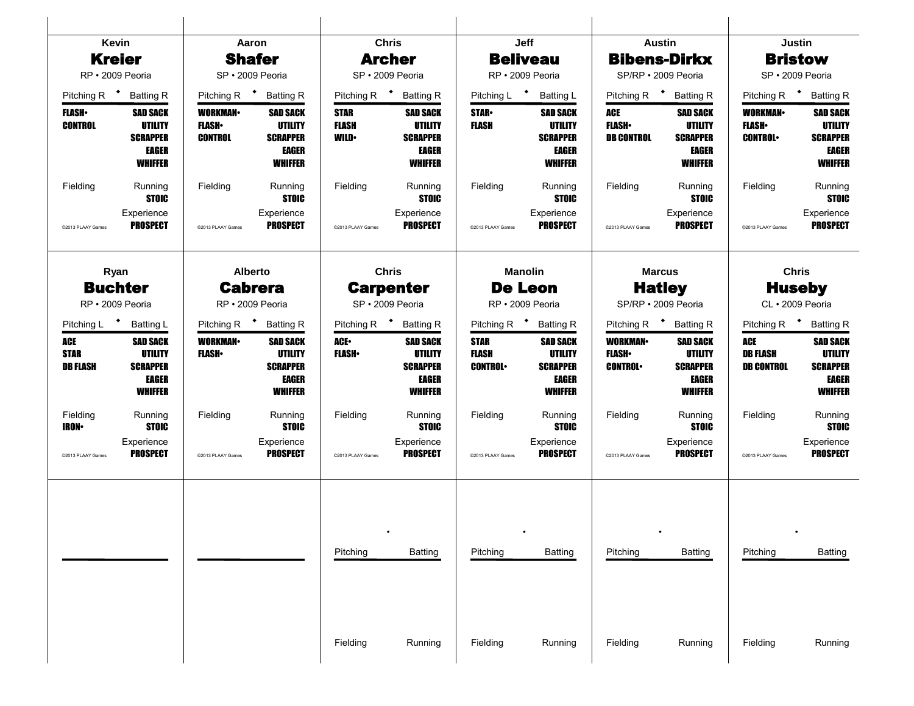Kevin
**Kreier**
RP • 2009 Peoria

| Pitching R | Batting R |
|---|---|
| **FLASH•** | **SAD SACK** |
| **CONTROL** | **UTILITY** |
| | **SCRAPPER** |
| | **EAGER** |
| | **WHIFFER** |

Fielding | Running **STOIC**
Experience **PROSPECT**
©2013 PLAAY Games

---

Aaron
**Shafer**
SP • 2009 Peoria

| Pitching R | Batting R |
|---|---|
| **WORKMAN•** | **SAD SACK** |
| **FLASH•** | **UTILITY** |
| **CONTROL** | **SCRAPPER** |
| | **EAGER** |
| | **WHIFFER** |

Fielding | Running **STOIC**
Experience **PROSPECT**
©2013 PLAAY Games

---

Chris
**Archer**
SP • 2009 Peoria

| Pitching R | Batting R |
|---|---|
| **STAR** | **SAD SACK** |
| **FLASH** | **UTILITY** |
| **WILD•** | **SCRAPPER** |
| | **EAGER** |
| | **WHIFFER** |

Fielding | Running **STOIC**
Experience **PROSPECT**
©2013 PLAAY Games

---

Jeff
**Beliveau**
RP • 2009 Peoria

| Pitching L | Batting L |
|---|---|
| **STAR•** | **SAD SACK** |
| **FLASH** | **UTILITY** |
| | **SCRAPPER** |
| | **EAGER** |
| | **WHIFFER** |

Fielding | Running **STOIC**
Experience **PROSPECT**
©2013 PLAAY Games

---

Austin
**Bibens-Dirkx**
SP/RP • 2009 Peoria

| Pitching R | Batting R |
|---|---|
| **ACE** | **SAD SACK** |
| **FLASH•** | **UTILITY** |
| **DB CONTROL** | **SCRAPPER** |
| | **EAGER** |
| | **WHIFFER** |

Fielding | Running **STOIC**
Experience **PROSPECT**
©2013 PLAAY Games

---

Justin
**Bristow**
SP • 2009 Peoria

| Pitching R | Batting R |
|---|---|
| **WORKMAN•** | **SAD SACK** |
| **FLASH•** | **UTILITY** |
| **CONTROL•** | **SCRAPPER** |
| | **EAGER** |
| | **WHIFFER** |

Fielding | Running **STOIC**
Experience **PROSPECT**
©2013 PLAAY Games

---

Ryan
**Buchter**
RP • 2009 Peoria

| Pitching L | Batting L |
|---|---|
| **ACE** | **SAD SACK** |
| **STAR** | **UTILITY** |
| **DB FLASH** | **SCRAPPER** |
| | **EAGER** |
| | **WHIFFER** |

Fielding **IRON•** | Running **STOIC**
Experience **PROSPECT**
©2013 PLAAY Games

---

Alberto
**Cabrera**
RP • 2009 Peoria

| Pitching R | Batting R |
|---|---|
| **WORKMAN•** | **SAD SACK** |
| **FLASH•** | **UTILITY** |
| | **SCRAPPER** |
| | **EAGER** |
| | **WHIFFER** |

Fielding | Running **STOIC**
Experience **PROSPECT**
©2013 PLAAY Games

---

Chris
**Carpenter**
SP • 2009 Peoria

| Pitching R | Batting R |
|---|---|
| **ACE•** | **SAD SACK** |
| **FLASH•** | **UTILITY** |
| | **SCRAPPER** |
| | **EAGER** |
| | **WHIFFER** |

Fielding | Running **STOIC**
Experience **PROSPECT**
©2013 PLAAY Games

---

Manolin
**De Leon**
RP • 2009 Peoria

| Pitching R | Batting R |
|---|---|
| **STAR** | **SAD SACK** |
| **FLASH** | **UTILITY** |
| **CONTROL•** | **SCRAPPER** |
| | **EAGER** |
| | **WHIFFER** |

Fielding | Running **STOIC**
Experience **PROSPECT**
©2013 PLAAY Games

---

Marcus
**Hatley**
SP/RP • 2009 Peoria

| Pitching R | Batting R |
|---|---|
| **WORKMAN•** | **SAD SACK** |
| **FLASH•** | **UTILITY** |
| **CONTROL•** | **SCRAPPER** |
| | **EAGER** |
| | **WHIFFER** |

Fielding | Running **STOIC**
Experience **PROSPECT**
©2013 PLAAY Games

---

Chris
**Huseby**
CL • 2009 Peoria

| Pitching R | Batting R |
|---|---|
| **ACE** | **SAD SACK** |
| **DB FLASH** | **UTILITY** |
| **DB CONTROL** | **SCRAPPER** |
| | **EAGER** |
| | **WHIFFER** |

Fielding | Running **STOIC**
Experience **PROSPECT**
©2013 PLAAY Games

---

Pitching | Batting
Fielding | Running

Pitching | Batting
Fielding | Running

Pitching | Batting
Fielding | Running

Pitching | Batting
Fielding | Running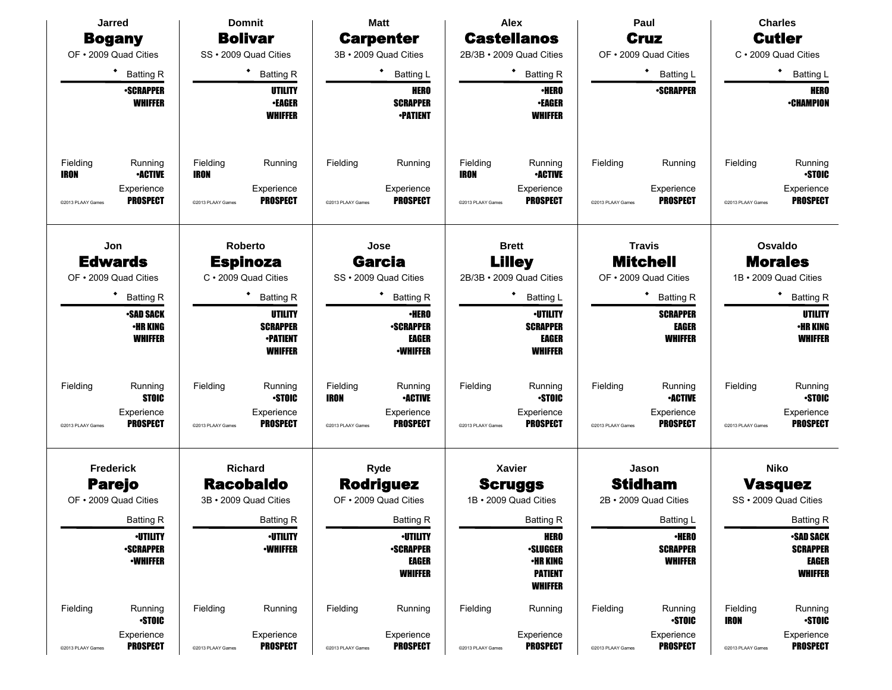Jarred
## Bogany
OF • 2009 Quad Cities

Batting R

**•SCRAPPER**
**WHIFFER**

Fielding: **IRON**
Running: **•ACTIVE**
Experience: **PROSPECT**

©2013 PLAAY Games

---

Domnit
## Bolivar
SS • 2009 Quad Cities

Batting R

**UTILITY**
**•EAGER**
**WHIFFER**

Fielding: **IRON**
Running:
Experience: **PROSPECT**

©2013 PLAAY Games

---

Matt
## Carpenter
3B • 2009 Quad Cities

Batting L

**HERO**
**SCRAPPER**
**•PATIENT**

Fielding:
Running:
Experience: **PROSPECT**

©2013 PLAAY Games

---

Alex
## Castellanos
2B/3B • 2009 Quad Cities

Batting R

**•HERO**
**•EAGER**
**WHIFFER**

Fielding: **IRON**
Running: **•ACTIVE**
Experience: **PROSPECT**

©2013 PLAAY Games

---

Paul
## Cruz
OF • 2009 Quad Cities

Batting L

**•SCRAPPER**

Fielding:
Running:
Experience: **PROSPECT**

©2013 PLAAY Games

---

Charles
## Cutler
C • 2009 Quad Cities

Batting L

**HERO**
**•CHAMPION**

Fielding:
Running: **•STOIC**
Experience: **PROSPECT**

©2013 PLAAY Games

---

Jon
## Edwards
OF • 2009 Quad Cities

Batting R

**•SAD SACK**
**•HR KING**
**WHIFFER**

Fielding:
Running: **STOIC**
Experience: **PROSPECT**

©2013 PLAAY Games

---

Roberto
## Espinoza
C • 2009 Quad Cities

Batting R

**UTILITY**
**SCRAPPER**
**•PATIENT**
**WHIFFER**

Fielding:
Running: **•STOIC**
Experience: **PROSPECT**

©2013 PLAAY Games

---

Jose
## Garcia
SS • 2009 Quad Cities

Batting R

**•HERO**
**•SCRAPPER**
**EAGER**
**•WHIFFER**

Fielding: **IRON**
Running: **•ACTIVE**
Experience: **PROSPECT**

©2013 PLAAY Games

---

Brett
## Lilley
2B/3B • 2009 Quad Cities

Batting L

**•UTILITY**
**SCRAPPER**
**EAGER**
**WHIFFER**

Fielding:
Running: **•STOIC**
Experience: **PROSPECT**

©2013 PLAAY Games

---

Travis
## Mitchell
OF • 2009 Quad Cities

Batting R

**SCRAPPER**
**EAGER**
**WHIFFER**

Fielding:
Running: **•ACTIVE**
Experience: **PROSPECT**

©2013 PLAAY Games

---

Osvaldo
## Morales
1B • 2009 Quad Cities

Batting R

**UTILITY**
**•HR KING**
**WHIFFER**

Fielding:
Running: **•STOIC**
Experience: **PROSPECT**

©2013 PLAAY Games

---

Frederick
## Parejo
OF • 2009 Quad Cities

Batting R

**•UTILITY**
**•SCRAPPER**
**•WHIFFER**

Fielding:
Running: **•STOIC**
Experience: **PROSPECT**

©2013 PLAAY Games

---

Richard
## Racobaldo
3B • 2009 Quad Cities

Batting R

**•UTILITY**
**•WHIFFER**

Fielding:
Running:
Experience: **PROSPECT**

©2013 PLAAY Games

---

Ryde
## Rodriguez
OF • 2009 Quad Cities

Batting R

**•UTILITY**
**•SCRAPPER**
**EAGER**
**WHIFFER**

Fielding:
Running:
Experience: **PROSPECT**

©2013 PLAAY Games

---

Xavier
## Scruggs
1B • 2009 Quad Cities

Batting R

**HERO**
**•SLUGGER**
**•HR KING**
**PATIENT**
**WHIFFER**

Fielding:
Running:
Experience: **PROSPECT**

©2013 PLAAY Games

---

Jason
## Stidham
2B • 2009 Quad Cities

Batting L

**•HERO**
**SCRAPPER**
**WHIFFER**

Fielding:
Running: **•STOIC**
Experience: **PROSPECT**

©2013 PLAAY Games

---

Niko
## Vasquez
SS • 2009 Quad Cities

Batting R

**•SAD SACK**
**SCRAPPER**
**EAGER**
**WHIFFER**

Fielding: **IRON**
Running: **•STOIC**
Experience: **PROSPECT**

©2013 PLAAY Games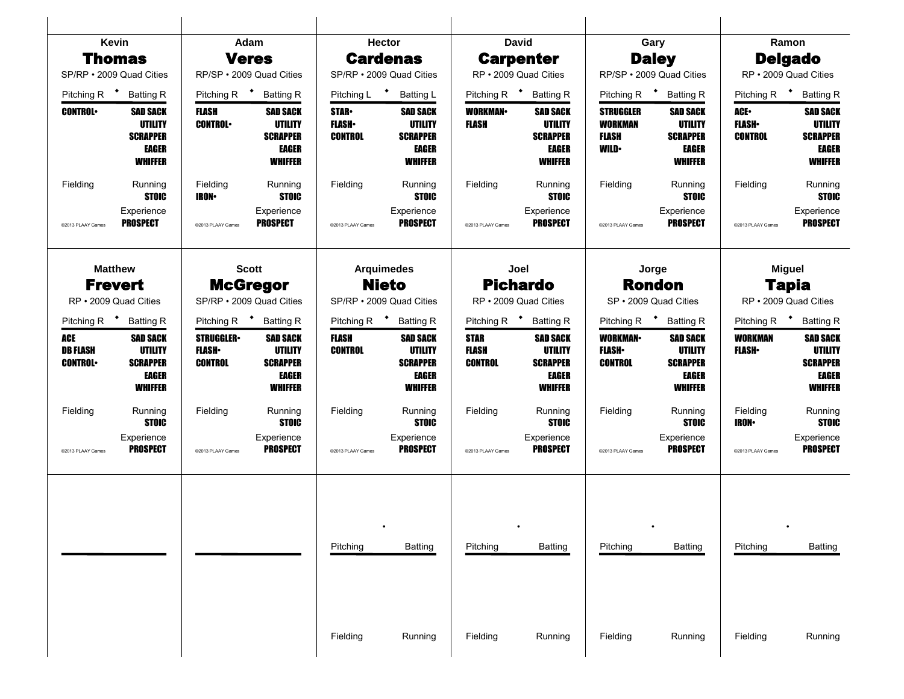Kevin
## Thomas
SP/RP • 2009 Quad Cities

| Pitching R | Batting R |
|---|---|
| **CONTROL•** | **SAD SACK** |
| | **UTILITY** |
| | **SCRAPPER** |
| | **EAGER** |
| | **WHIFFER** |

Fielding | Running **STOIC**

Experience **PROSPECT**

©2013 PLAAY Games

---

Adam
## Veres
RP/SP • 2009 Quad Cities

| Pitching R | Batting R |
|---|---|
| **FLASH** | **SAD SACK** |
| **CONTROL•** | **UTILITY** |
| | **SCRAPPER** |
| | **EAGER** |
| | **WHIFFER** |

Fielding **IRON•** | Running **STOIC**

Experience **PROSPECT**

©2013 PLAAY Games

---

Hector
## Cardenas
SP/RP • 2009 Quad Cities

| Pitching L | Batting L |
|---|---|
| **STAR•** | **SAD SACK** |
| **FLASH•** | **UTILITY** |
| **CONTROL** | **SCRAPPER** |
| | **EAGER** |
| | **WHIFFER** |

Fielding | Running **STOIC**

Experience **PROSPECT**

©2013 PLAAY Games

---

David
## Carpenter
RP • 2009 Quad Cities

| Pitching R | Batting R |
|---|---|
| **WORKMAN•** | **SAD SACK** |
| **FLASH** | **UTILITY** |
| | **SCRAPPER** |
| | **EAGER** |
| | **WHIFFER** |

Fielding | Running **STOIC**

Experience **PROSPECT**

©2013 PLAAY Games

---

Gary
## Daley
RP/SP • 2009 Quad Cities

| Pitching R | Batting R |
|---|---|
| **STRUGGLER** | **SAD SACK** |
| **WORKMAN** | **UTILITY** |
| **FLASH** | **SCRAPPER** |
| **WILD•** | **EAGER** |
| | **WHIFFER** |

Fielding | Running **STOIC**

Experience **PROSPECT**

©2013 PLAAY Games

---

Ramon
## Delgado
RP • 2009 Quad Cities

| Pitching R | Batting R |
|---|---|
| **ACE•** | **SAD SACK** |
| **FLASH•** | **UTILITY** |
| **CONTROL** | **SCRAPPER** |
| | **EAGER** |
| | **WHIFFER** |

Fielding | Running **STOIC**

Experience **PROSPECT**

©2013 PLAAY Games

---

Matthew
## Frevert
RP • 2009 Quad Cities

| Pitching R | Batting R |
|---|---|
| **ACE** | **SAD SACK** |
| **DB FLASH** | **UTILITY** |
| **CONTROL•** | **SCRAPPER** |
| | **EAGER** |
| | **WHIFFER** |

Fielding | Running **STOIC**

Experience **PROSPECT**

©2013 PLAAY Games

---

Scott
## McGregor
SP/RP • 2009 Quad Cities

| Pitching R | Batting R |
|---|---|
| **STRUGGLER•** | **SAD SACK** |
| **FLASH•** | **UTILITY** |
| **CONTROL** | **SCRAPPER** |
| | **EAGER** |
| | **WHIFFER** |

Fielding | Running **STOIC**

Experience **PROSPECT**

©2013 PLAAY Games

---

Arquimedes
## Nieto
SP/RP • 2009 Quad Cities

| Pitching R | Batting R |
|---|---|
| **FLASH** | **SAD SACK** |
| **CONTROL** | **UTILITY** |
| | **SCRAPPER** |
| | **EAGER** |
| | **WHIFFER** |

Fielding | Running **STOIC**

Experience **PROSPECT**

©2013 PLAAY Games

---

Joel
## Pichardo
RP • 2009 Quad Cities

| Pitching R | Batting R |
|---|---|
| **STAR** | **SAD SACK** |
| **FLASH** | **UTILITY** |
| **CONTROL** | **SCRAPPER** |
| | **EAGER** |
| | **WHIFFER** |

Fielding | Running **STOIC**

Experience **PROSPECT**

©2013 PLAAY Games

---

Jorge
## Rondon
SP • 2009 Quad Cities

| Pitching R | Batting R |
|---|---|
| **WORKMAN•** | **SAD SACK** |
| **FLASH•** | **UTILITY** |
| **CONTROL** | **SCRAPPER** |
| | **EAGER** |
| | **WHIFFER** |

Fielding | Running **STOIC**

Experience **PROSPECT**

©2013 PLAAY Games

---

Miguel
## Tapia
RP • 2009 Quad Cities

| Pitching R | Batting R |
|---|---|
| **WORKMAN** | **SAD SACK** |
| **FLASH•** | **UTILITY** |
| | **SCRAPPER** |
| | **EAGER** |
| | **WHIFFER** |

Fielding **IRON•** | Running **STOIC**

Experience **PROSPECT**

©2013 PLAAY Games

---

| Pitching | Batting |
|---|---|

Fielding | Running

| Pitching | Batting |
|---|---|

Fielding | Running

| Pitching | Batting |
|---|---|

Fielding | Running

| Pitching | Batting |
|---|---|

Fielding | Running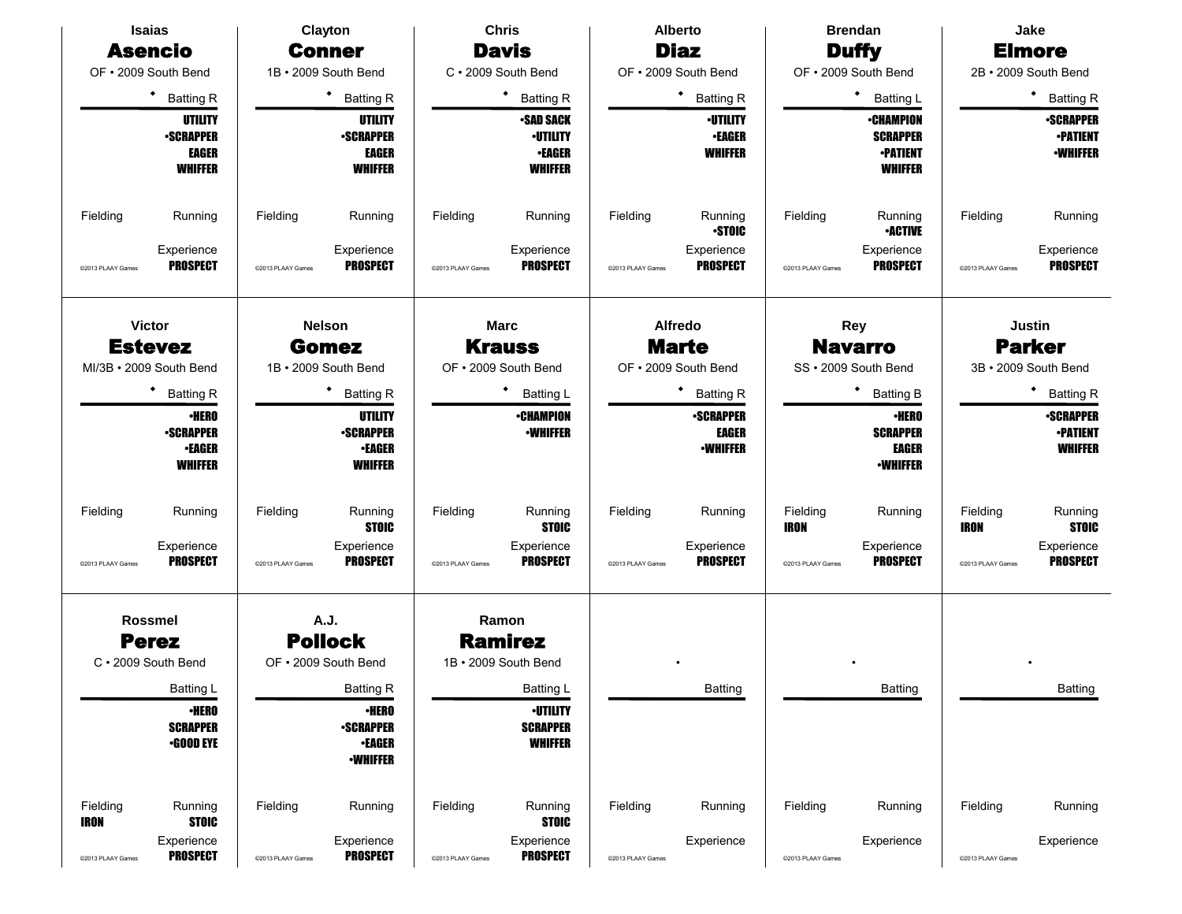**Isaias**
## Asencio
OF • 2009 South Bend

◆ Batting R

UTILITY
•SCRAPPER
EAGER
WHIFFER

Fielding | Running

Experience
PROSPECT

©2013 PLAAY Games

---

**Clayton**
## Conner
1B • 2009 South Bend

◆ Batting R

UTILITY
•SCRAPPER
EAGER
WHIFFER

Fielding | Running

Experience
PROSPECT

©2013 PLAAY Games

---

**Chris**
## Davis
C • 2009 South Bend

◆ Batting R

•SAD SACK
•UTILITY
•EAGER
WHIFFER

Fielding | Running

Experience
PROSPECT

©2013 PLAAY Games

---

**Alberto**
## Diaz
OF • 2009 South Bend

◆ Batting R

•UTILITY
•EAGER
WHIFFER

Fielding | Running
•STOIC

Experience
PROSPECT

©2013 PLAAY Games

---

**Brendan**
## Duffy
OF • 2009 South Bend

◆ Batting L

•CHAMPION
SCRAPPER
•PATIENT
WHIFFER

Fielding | Running
•ACTIVE

Experience
PROSPECT

©2013 PLAAY Games

---

**Jake**
## Elmore
2B • 2009 South Bend

◆ Batting R

•SCRAPPER
•PATIENT
•WHIFFER

Fielding | Running

Experience
PROSPECT

©2013 PLAAY Games

---

**Victor**
## Estevez
MI/3B • 2009 South Bend

◆ Batting R

•HERO
•SCRAPPER
•EAGER
WHIFFER

Fielding | Running

Experience
PROSPECT

©2013 PLAAY Games

---

**Nelson**
## Gomez
1B • 2009 South Bend

◆ Batting R

UTILITY
•SCRAPPER
•EAGER
WHIFFER

Fielding | Running
STOIC

Experience
PROSPECT

©2013 PLAAY Games

---

**Marc**
## Krauss
OF • 2009 South Bend

◆ Batting L

•CHAMPION
•WHIFFER

Fielding | Running
STOIC

Experience
PROSPECT

©2013 PLAAY Games

---

**Alfredo**
## Marte
OF • 2009 South Bend

◆ Batting R

•SCRAPPER
EAGER
•WHIFFER

Fielding | Running

Experience
PROSPECT

©2013 PLAAY Games

---

**Rey**
## Navarro
SS • 2009 South Bend

◆ Batting B

•HERO
SCRAPPER
EAGER
•WHIFFER

Fielding | Running
IRON

Experience
PROSPECT

©2013 PLAAY Games

---

**Justin**
## Parker
3B • 2009 South Bend

◆ Batting R

•SCRAPPER
•PATIENT
WHIFFER

Fielding | Running
IRON | STOIC

Experience
PROSPECT

©2013 PLAAY Games

---

**Rossmel**
## Perez
C • 2009 South Bend

Batting L

•HERO
SCRAPPER
•GOOD EYE

Fielding | Running
IRON | STOIC

Experience
PROSPECT

©2013 PLAAY Games

---

**A.J.**
## Pollock
OF • 2009 South Bend

Batting R

•HERO
•SCRAPPER
•EAGER
•WHIFFER

Fielding | Running

Experience
PROSPECT

©2013 PLAAY Games

---

**Ramon**
## Ramirez
1B • 2009 South Bend

Batting L

•UTILITY
SCRAPPER
WHIFFER

Fielding | Running
STOIC

Experience
PROSPECT

©2013 PLAAY Games

---

•

Batting

Fielding | Running

Experience

©2013 PLAAY Games

---

•

Batting

Fielding | Running

Experience

©2013 PLAAY Games

---

•

Batting

Fielding | Running

Experience

©2013 PLAAY Games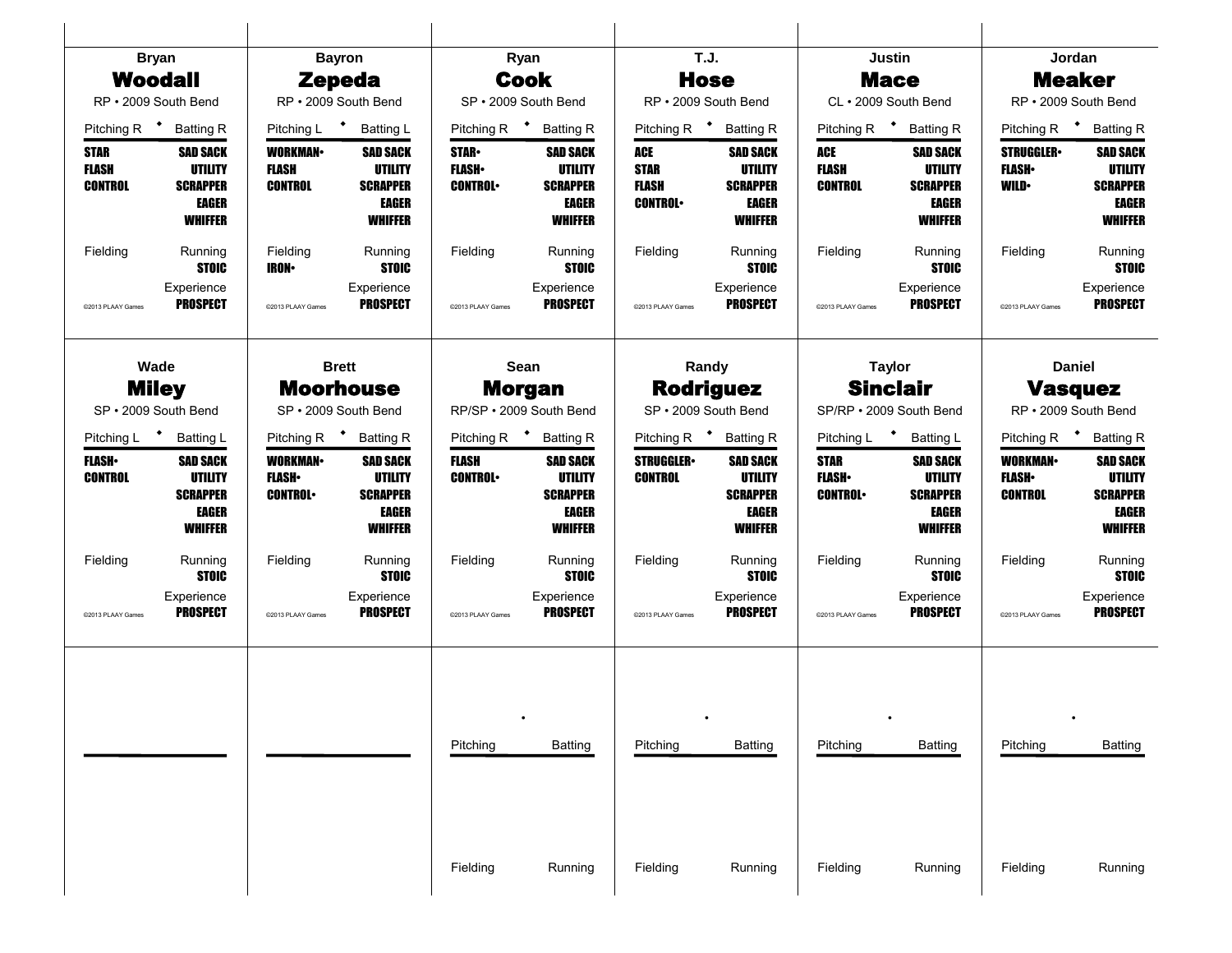**Bryan**
## Woodall
RP • 2009 South Bend

| Pitching R | Batting R |
|---|---|
| STAR | SAD SACK |
| FLASH | UTILITY |
| CONTROL | SCRAPPER |
| | EAGER |
| | WHIFFER |
| Fielding | Running |
| | STOIC |
| | Experience |
| ©2013 PLAAY Games | PROSPECT |

**Bayron**
## Zepeda
RP • 2009 South Bend

| Pitching L | Batting L |
|---|---|
| WORKMAN• | SAD SACK |
| FLASH | UTILITY |
| CONTROL | SCRAPPER |
| | EAGER |
| | WHIFFER |
| Fielding | Running |
| IRON• | STOIC |
| | Experience |
| ©2013 PLAAY Games | PROSPECT |

**Ryan**
## Cook
SP • 2009 South Bend

| Pitching R | Batting R |
|---|---|
| STAR• | SAD SACK |
| FLASH• | UTILITY |
| CONTROL• | SCRAPPER |
| | EAGER |
| | WHIFFER |
| Fielding | Running |
| | STOIC |
| | Experience |
| ©2013 PLAAY Games | PROSPECT |

**T.J.**
## Hose
RP • 2009 South Bend

| Pitching R | Batting R |
|---|---|
| ACE | SAD SACK |
| STAR | UTILITY |
| FLASH | SCRAPPER |
| CONTROL• | EAGER |
| | WHIFFER |
| Fielding | Running |
| | STOIC |
| | Experience |
| ©2013 PLAAY Games | PROSPECT |

**Justin**
## Mace
CL • 2009 South Bend

| Pitching R | Batting R |
|---|---|
| ACE | SAD SACK |
| FLASH | UTILITY |
| CONTROL | SCRAPPER |
| | EAGER |
| | WHIFFER |
| Fielding | Running |
| | STOIC |
| | Experience |
| ©2013 PLAAY Games | PROSPECT |

**Jordan**
## Meaker
RP • 2009 South Bend

| Pitching R | Batting R |
|---|---|
| STRUGGLER• | SAD SACK |
| FLASH• | UTILITY |
| WILD• | SCRAPPER |
| | EAGER |
| | WHIFFER |
| Fielding | Running |
| | STOIC |
| | Experience |
| ©2013 PLAAY Games | PROSPECT |

**Wade**
## Miley
SP • 2009 South Bend

| Pitching L | Batting L |
|---|---|
| FLASH• | SAD SACK |
| CONTROL | UTILITY |
| | SCRAPPER |
| | EAGER |
| | WHIFFER |
| Fielding | Running |
| | STOIC |
| | Experience |
| ©2013 PLAAY Games | PROSPECT |

**Brett**
## Moorhouse
SP • 2009 South Bend

| Pitching R | Batting R |
|---|---|
| WORKMAN• | SAD SACK |
| FLASH• | UTILITY |
| CONTROL• | SCRAPPER |
| | EAGER |
| | WHIFFER |
| Fielding | Running |
| | STOIC |
| | Experience |
| ©2013 PLAAY Games | PROSPECT |

**Sean**
## Morgan
RP/SP • 2009 South Bend

| Pitching R | Batting R |
|---|---|
| FLASH | SAD SACK |
| CONTROL• | UTILITY |
| | SCRAPPER |
| | EAGER |
| | WHIFFER |
| Fielding | Running |
| | STOIC |
| | Experience |
| ©2013 PLAAY Games | PROSPECT |

**Randy**
## Rodriguez
SP • 2009 South Bend

| Pitching R | Batting R |
|---|---|
| STRUGGLER• | SAD SACK |
| CONTROL | UTILITY |
| | SCRAPPER |
| | EAGER |
| | WHIFFER |
| Fielding | Running |
| | STOIC |
| | Experience |
| ©2013 PLAAY Games | PROSPECT |

**Taylor**
## Sinclair
SP/RP • 2009 South Bend

| Pitching L | Batting L |
|---|---|
| STAR | SAD SACK |
| FLASH• | UTILITY |
| CONTROL• | SCRAPPER |
| | EAGER |
| | WHIFFER |
| Fielding | Running |
| | STOIC |
| | Experience |
| ©2013 PLAAY Games | PROSPECT |

**Daniel**
## Vasquez
RP • 2009 South Bend

| Pitching R | Batting R |
|---|---|
| WORKMAN• | SAD SACK |
| FLASH• | UTILITY |
| CONTROL | SCRAPPER |
| | EAGER |
| | WHIFFER |
| Fielding | Running |
| | STOIC |
| | Experience |
| ©2013 PLAAY Games | PROSPECT |

| Pitching | Batting |
|---|---|
| Fielding | Running |

| Pitching | Batting |
|---|---|
| Fielding | Running |

| Pitching | Batting |
|---|---|
| Fielding | Running |

| Pitching | Batting |
|---|---|
| Fielding | Running |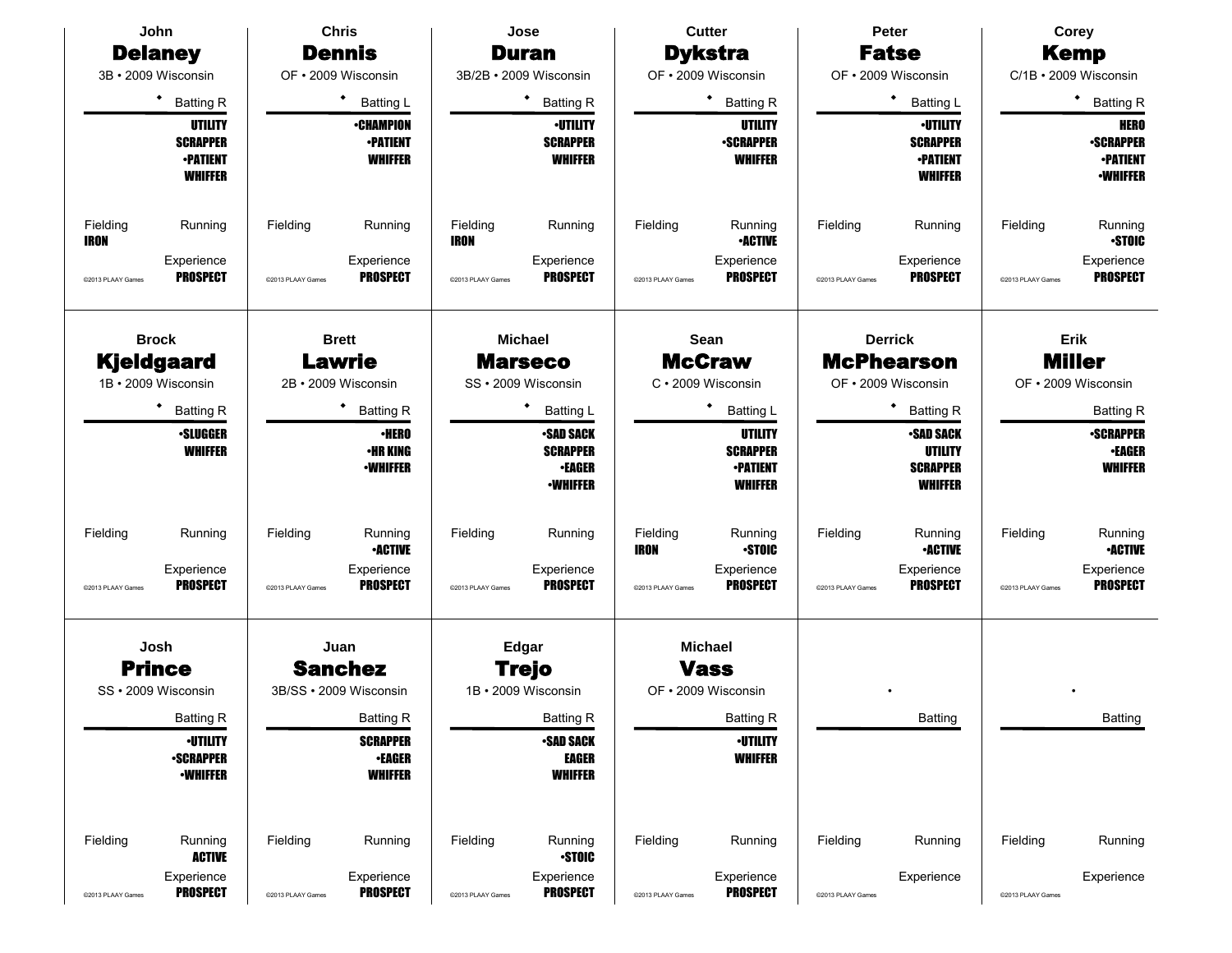John
**Delaney**
3B • 2009 Wisconsin

◆ Batting R

UTILITY
SCRAPPER
•PATIENT
WHIFFER

Fielding
IRON

Running

Experience
PROSPECT

©2013 PLAAY Games

---

Chris
**Dennis**
OF • 2009 Wisconsin

◆ Batting L

•CHAMPION
•PATIENT
WHIFFER

Fielding

Running

Experience
PROSPECT

©2013 PLAAY Games

---

Jose
**Duran**
3B/2B • 2009 Wisconsin

◆ Batting R

•UTILITY
SCRAPPER
WHIFFER

Fielding
IRON

Running

Experience
PROSPECT

©2013 PLAAY Games

---

Cutter
**Dykstra**
OF • 2009 Wisconsin

◆ Batting R

UTILITY
•SCRAPPER
WHIFFER

Fielding

Running
•ACTIVE

Experience
PROSPECT

©2013 PLAAY Games

---

Peter
**Fatse**
OF • 2009 Wisconsin

◆ Batting L

•UTILITY
SCRAPPER
•PATIENT
WHIFFER

Fielding

Running

Experience
PROSPECT

©2013 PLAAY Games

---

Corey
**Kemp**
C/1B • 2009 Wisconsin

◆ Batting R

HERO
•SCRAPPER
•PATIENT
•WHIFFER

Fielding

Running
•STOIC

Experience
PROSPECT

©2013 PLAAY Games

---

Brock
**Kjeldgaard**
1B • 2009 Wisconsin

◆ Batting R

•SLUGGER
WHIFFER

Fielding

Running

Experience
PROSPECT

©2013 PLAAY Games

---

Brett
**Lawrie**
2B • 2009 Wisconsin

◆ Batting R

•HERO
•HR KING
•WHIFFER

Fielding

Running
•ACTIVE

Experience
PROSPECT

©2013 PLAAY Games

---

Michael
**Marseco**
SS • 2009 Wisconsin

◆ Batting L

•SAD SACK
SCRAPPER
•EAGER
•WHIFFER

Fielding

Running

Experience
PROSPECT

©2013 PLAAY Games

---

Sean
**McCraw**
C • 2009 Wisconsin

◆ Batting L

UTILITY
SCRAPPER
•PATIENT
WHIFFER

Fielding
IRON

Running
•STOIC

Experience
PROSPECT

©2013 PLAAY Games

---

Derrick
**McPhearson**
OF • 2009 Wisconsin

◆ Batting R

•SAD SACK
UTILITY
SCRAPPER
WHIFFER

Fielding

Running
•ACTIVE

Experience
PROSPECT

©2013 PLAAY Games

---

Erik
**Miller**
OF • 2009 Wisconsin

Batting R

•SCRAPPER
•EAGER
WHIFFER

Fielding

Running
•ACTIVE

Experience
PROSPECT

©2013 PLAAY Games

---

Josh
**Prince**
SS • 2009 Wisconsin

Batting R

•UTILITY
•SCRAPPER
•WHIFFER

Fielding

Running
ACTIVE

Experience
PROSPECT

©2013 PLAAY Games

---

Juan
**Sanchez**
3B/SS • 2009 Wisconsin

Batting R

SCRAPPER
•EAGER
WHIFFER

Fielding

Running

Experience
PROSPECT

©2013 PLAAY Games

---

Edgar
**Trejo**
1B • 2009 Wisconsin

Batting R

•SAD SACK
EAGER
WHIFFER

Fielding

Running
•STOIC

Experience
PROSPECT

©2013 PLAAY Games

---

Michael
**Vass**
OF • 2009 Wisconsin

Batting R

•UTILITY
WHIFFER

Fielding

Running

Experience
PROSPECT

©2013 PLAAY Games

---

•

Batting

Fielding

Running

Experience

©2013 PLAAY Games

---

•

Batting

Fielding

Running

Experience

©2013 PLAAY Games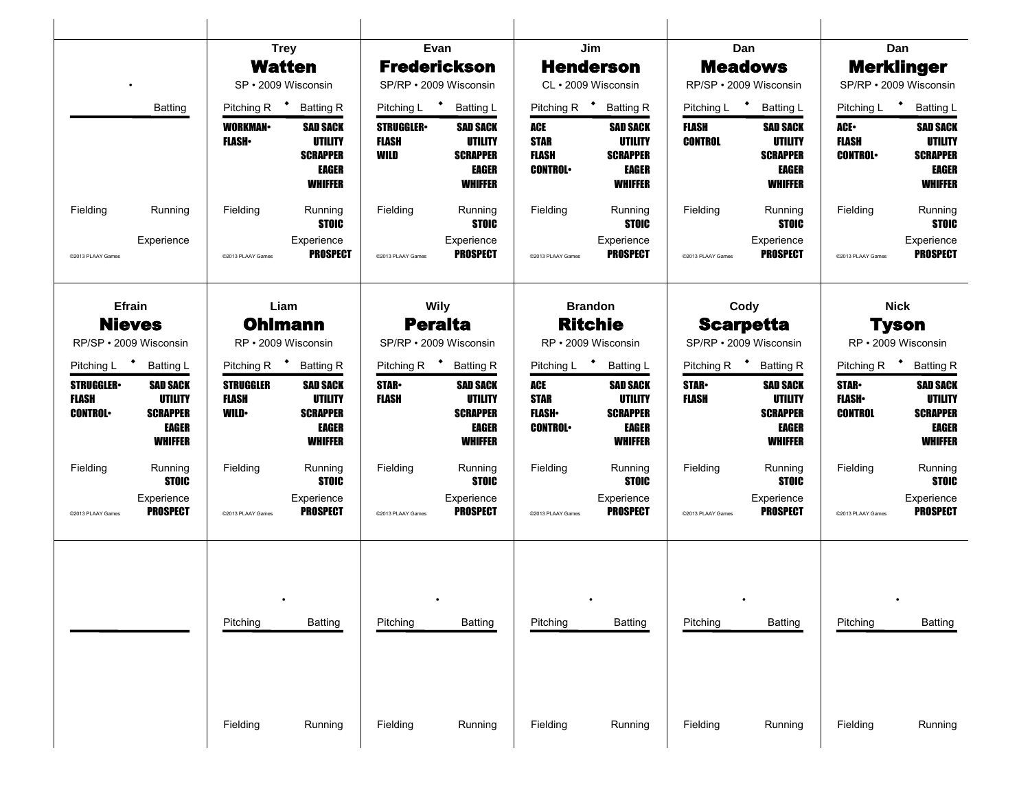| | Trey **Watten** | Evan **Frederickson** | Jim **Henderson** | Dan **Meadows** | Dan **Merklinger** |
|---|---|---|---|---|---|
| • | SP • 2009 Wisconsin | SP/RP • 2009 Wisconsin | CL • 2009 Wisconsin | RP/SP • 2009 Wisconsin | SP/RP • 2009 Wisconsin |
| Batting | Pitching R • Batting R | Pitching L • Batting L | Pitching R • Batting R | Pitching L • Batting L | Pitching L • Batting L |
| | **WORKMAN•** **FLASH•** | **STRUGGLER•** **FLASH** **WILD** | **ACE** **STAR** **FLASH** **CONTROL•** | **FLASH** **CONTROL** | **ACE•** **FLASH** **CONTROL•** |
| | **SAD SACK** **UTILITY** **SCRAPPER** **EAGER** **WHIFFER** | **SAD SACK** **UTILITY** **SCRAPPER** **EAGER** **WHIFFER** | **SAD SACK** **UTILITY** **SCRAPPER** **EAGER** **WHIFFER** | **SAD SACK** **UTILITY** **SCRAPPER** **EAGER** **WHIFFER** | **SAD SACK** **UTILITY** **SCRAPPER** **EAGER** **WHIFFER** |
| Fielding / Running | Fielding / Running **STOIC** | Fielding / Running **STOIC** | Fielding / Running **STOIC** | Fielding / Running **STOIC** | Fielding / Running **STOIC** |
| Experience | Experience **PROSPECT** | Experience **PROSPECT** | Experience **PROSPECT** | Experience **PROSPECT** | Experience **PROSPECT** |
| ©2013 PLAAY Games | ©2013 PLAAY Games | ©2013 PLAAY Games | ©2013 PLAAY Games | ©2013 PLAAY Games | ©2013 PLAAY Games |

| Efrain **Nieves** | Liam **Ohlmann** | Wily **Peralta** | Brandon **Ritchie** | Cody **Scarpetta** | Nick **Tyson** |
|---|---|---|---|---|---|
| RP/SP • 2009 Wisconsin | RP • 2009 Wisconsin | SP/RP • 2009 Wisconsin | RP • 2009 Wisconsin | SP/RP • 2009 Wisconsin | RP • 2009 Wisconsin |
| Pitching L • Batting L | Pitching R • Batting R | Pitching R • Batting R | Pitching L • Batting L | Pitching R • Batting R | Pitching R • Batting R |
| **STRUGGLER•** **FLASH** **CONTROL•** | **STRUGGLER** **FLASH** **WILD•** | **STAR•** **FLASH** | **ACE** **STAR** **FLASH•** **CONTROL•** | **STAR•** **FLASH** | **STAR•** **FLASH•** **CONTROL** |
| **SAD SACK** **UTILITY** **SCRAPPER** **EAGER** **WHIFFER** | **SAD SACK** **UTILITY** **SCRAPPER** **EAGER** **WHIFFER** | **SAD SACK** **UTILITY** **SCRAPPER** **EAGER** **WHIFFER** | **SAD SACK** **UTILITY** **SCRAPPER** **EAGER** **WHIFFER** | **SAD SACK** **UTILITY** **SCRAPPER** **EAGER** **WHIFFER** | **SAD SACK** **UTILITY** **SCRAPPER** **EAGER** **WHIFFER** |
| Fielding / Running **STOIC** | Fielding / Running **STOIC** | Fielding / Running **STOIC** | Fielding / Running **STOIC** | Fielding / Running **STOIC** | Fielding / Running **STOIC** |
| Experience **PROSPECT** | Experience **PROSPECT** | Experience **PROSPECT** | Experience **PROSPECT** | Experience **PROSPECT** | Experience **PROSPECT** |
| ©2013 PLAAY Games | ©2013 PLAAY Games | ©2013 PLAAY Games | ©2013 PLAAY Games | ©2013 PLAAY Games | ©2013 PLAAY Games |

| | • | • | • | • | • |
|---|---|---|---|---|---|
| | Pitching / Batting | Pitching / Batting | Pitching / Batting | Pitching / Batting | Pitching / Batting |
| | Fielding / Running | Fielding / Running | Fielding / Running | Fielding / Running | Fielding / Running |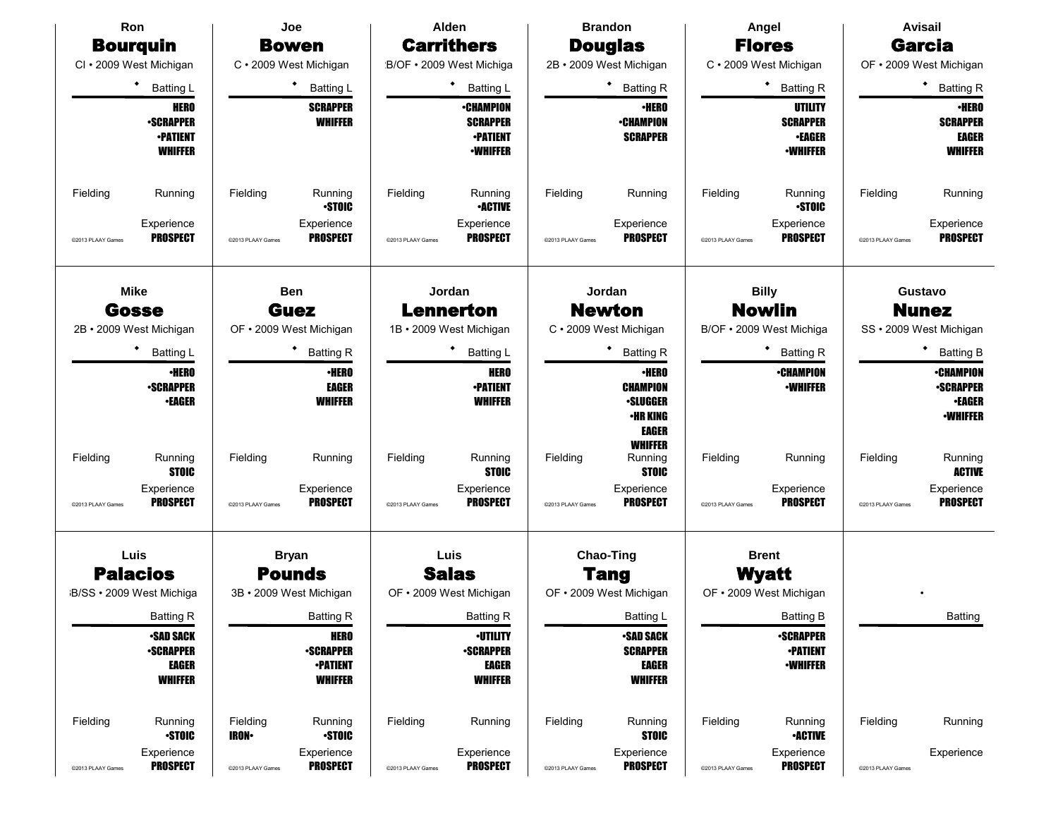## Ron Bourquin
CI • 2009 West Michigan

◆ Batting L

HERO
•SCRAPPER
•PATIENT
WHIFFER

Fielding | Running

Experience: PROSPECT

©2013 PLAAY Games

---

## Joe Bowen
C • 2009 West Michigan

◆ Batting L

SCRAPPER
WHIFFER

Fielding | Running: •STOIC

Experience: PROSPECT

©2013 PLAAY Games

---

## Alden Carrithers
:B/OF • 2009 West Michiga

◆ Batting L

•CHAMPION
SCRAPPER
•PATIENT
•WHIFFER

Fielding | Running: •ACTIVE

Experience: PROSPECT

©2013 PLAAY Games

---

## Brandon Douglas
2B • 2009 West Michigan

◆ Batting R

•HERO
•CHAMPION
SCRAPPER

Fielding | Running

Experience: PROSPECT

©2013 PLAAY Games

---

## Angel Flores
C • 2009 West Michigan

◆ Batting R

UTILITY
SCRAPPER
•EAGER
•WHIFFER

Fielding | Running: •STOIC

Experience: PROSPECT

©2013 PLAAY Games

---

## Avisail Garcia
OF • 2009 West Michigan

◆ Batting R

•HERO
SCRAPPER
EAGER
WHIFFER

Fielding | Running

Experience: PROSPECT

©2013 PLAAY Games

---

## Mike Gosse
2B • 2009 West Michigan

◆ Batting L

•HERO
•SCRAPPER
•EAGER

Fielding | Running: STOIC

Experience: PROSPECT

©2013 PLAAY Games

---

## Ben Guez
OF • 2009 West Michigan

◆ Batting R

•HERO
EAGER
WHIFFER

Fielding | Running

Experience: PROSPECT

©2013 PLAAY Games

---

## Jordan Lennerton
1B • 2009 West Michigan

◆ Batting L

HERO
•PATIENT
WHIFFER

Fielding | Running: STOIC

Experience: PROSPECT

©2013 PLAAY Games

---

## Jordan Newton
C • 2009 West Michigan

◆ Batting R

•HERO
CHAMPION
•SLUGGER
•HR KING
EAGER
WHIFFER

Fielding | Running: STOIC

Experience: PROSPECT

©2013 PLAAY Games

---

## Billy Nowlin
B/OF • 2009 West Michiga

◆ Batting R

•CHAMPION
•WHIFFER

Fielding | Running

Experience: PROSPECT

©2013 PLAAY Games

---

## Gustavo Nunez
SS • 2009 West Michigan

◆ Batting B

•CHAMPION
•SCRAPPER
•EAGER
•WHIFFER

Fielding | Running: ACTIVE

Experience: PROSPECT

©2013 PLAAY Games

---

## Luis Palacios
:B/SS • 2009 West Michiga

Batting R

•SAD SACK
•SCRAPPER
EAGER
WHIFFER

Fielding | Running: •STOIC

Experience: PROSPECT

©2013 PLAAY Games

---

## Bryan Pounds
3B • 2009 West Michigan

Batting R

HERO
•SCRAPPER
•PATIENT
WHIFFER

Fielding: IRON• | Running: •STOIC

Experience: PROSPECT

©2013 PLAAY Games

---

## Luis Salas
OF • 2009 West Michigan

Batting R

•UTILITY
•SCRAPPER
EAGER
WHIFFER

Fielding | Running

Experience: PROSPECT

©2013 PLAAY Games

---

## Chao-Ting Tang
OF • 2009 West Michigan

Batting L

•SAD SACK
SCRAPPER
EAGER
WHIFFER

Fielding | Running: STOIC

Experience: PROSPECT

©2013 PLAAY Games

---

## Brent Wyatt
OF • 2009 West Michigan

Batting B

•SCRAPPER
•PATIENT
•WHIFFER

Fielding | Running: •ACTIVE

Experience: PROSPECT

©2013 PLAAY Games

---

•

Batting

Fielding | Running

Experience

©2013 PLAAY Games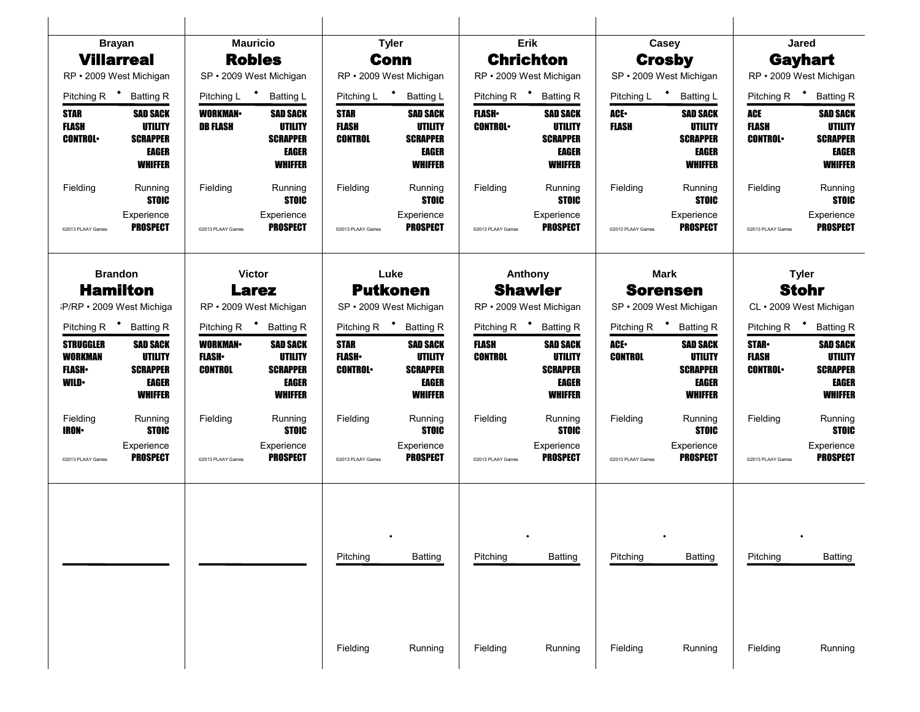Brayan
## Villarreal
RP • 2009 West Michigan

Pitching R • Batting R

**STAR**
**FLASH**
**CONTROL•**

**SAD SACK**
**UTILITY**
**SCRAPPER**
**EAGER**
**WHIFFER**

Fielding

Running
**STOIC**

Experience
**PROSPECT**

©2013 PLAAY Games

---

Mauricio
## Robles
SP • 2009 West Michigan

Pitching L • Batting L

**WORKMAN•**
**DB FLASH**

**SAD SACK**
**UTILITY**
**SCRAPPER**
**EAGER**
**WHIFFER**

Fielding

Running
**STOIC**

Experience
**PROSPECT**

©2013 PLAAY Games

---

Tyler
## Conn
RP • 2009 West Michigan

Pitching L • Batting L

**STAR**
**FLASH**
**CONTROL**

**SAD SACK**
**UTILITY**
**SCRAPPER**
**EAGER**
**WHIFFER**

Fielding

Running
**STOIC**

Experience
**PROSPECT**

©2013 PLAAY Games

---

Erik
## Chrichton
RP • 2009 West Michigan

Pitching R • Batting R

**FLASH•**
**CONTROL•**

**SAD SACK**
**UTILITY**
**SCRAPPER**
**EAGER**
**WHIFFER**

Fielding

Running
**STOIC**

Experience
**PROSPECT**

©2013 PLAAY Games

---

Casey
## Crosby
SP • 2009 West Michigan

Pitching L • Batting L

**ACE•**
**FLASH**

**SAD SACK**
**UTILITY**
**SCRAPPER**
**EAGER**
**WHIFFER**

Fielding

Running
**STOIC**

Experience
**PROSPECT**

©2013 PLAAY Games

---

Jared
## Gayhart
RP • 2009 West Michigan

Pitching R • Batting R

**ACE**
**FLASH**
**CONTROL•**

**SAD SACK**
**UTILITY**
**SCRAPPER**
**EAGER**
**WHIFFER**

Fielding

Running
**STOIC**

Experience
**PROSPECT**

©2013 PLAAY Games

---

Brandon
## Hamilton
SP/RP • 2009 West Michigan

Pitching R • Batting R

**STRUGGLER**
**WORKMAN**
**FLASH•**
**WILD•**

**SAD SACK**
**UTILITY**
**SCRAPPER**
**EAGER**
**WHIFFER**

Fielding
**IRON•**

Running
**STOIC**

Experience
**PROSPECT**

©2013 PLAAY Games

---

Victor
## Larez
RP • 2009 West Michigan

Pitching R • Batting R

**WORKMAN•**
**FLASH•**
**CONTROL**

**SAD SACK**
**UTILITY**
**SCRAPPER**
**EAGER**
**WHIFFER**

Fielding

Running
**STOIC**

Experience
**PROSPECT**

©2013 PLAAY Games

---

Luke
## Putkonen
SP • 2009 West Michigan

Pitching R • Batting R

**STAR**
**FLASH•**
**CONTROL•**

**SAD SACK**
**UTILITY**
**SCRAPPER**
**EAGER**
**WHIFFER**

Fielding

Running
**STOIC**

Experience
**PROSPECT**

©2013 PLAAY Games

---

Anthony
## Shawler
RP • 2009 West Michigan

Pitching R • Batting R

**FLASH**
**CONTROL**

**SAD SACK**
**UTILITY**
**SCRAPPER**
**EAGER**
**WHIFFER**

Fielding

Running
**STOIC**

Experience
**PROSPECT**

©2013 PLAAY Games

---

Mark
## Sorensen
SP • 2009 West Michigan

Pitching R • Batting R

**ACE•**
**CONTROL**

**SAD SACK**
**UTILITY**
**SCRAPPER**
**EAGER**
**WHIFFER**

Fielding

Running
**STOIC**

Experience
**PROSPECT**

©2013 PLAAY Games

---

Tyler
## Stohr
CL • 2009 West Michigan

Pitching R • Batting R

**STAR•**
**FLASH**
**CONTROL•**

**SAD SACK**
**UTILITY**
**SCRAPPER**
**EAGER**
**WHIFFER**

Fielding

Running
**STOIC**

Experience
**PROSPECT**

©2013 PLAAY Games

---

Pitching • Batting

Fielding • Running

---

Pitching • Batting

Fielding • Running

---

Pitching • Batting

Fielding • Running

---

Pitching • Batting

Fielding • Running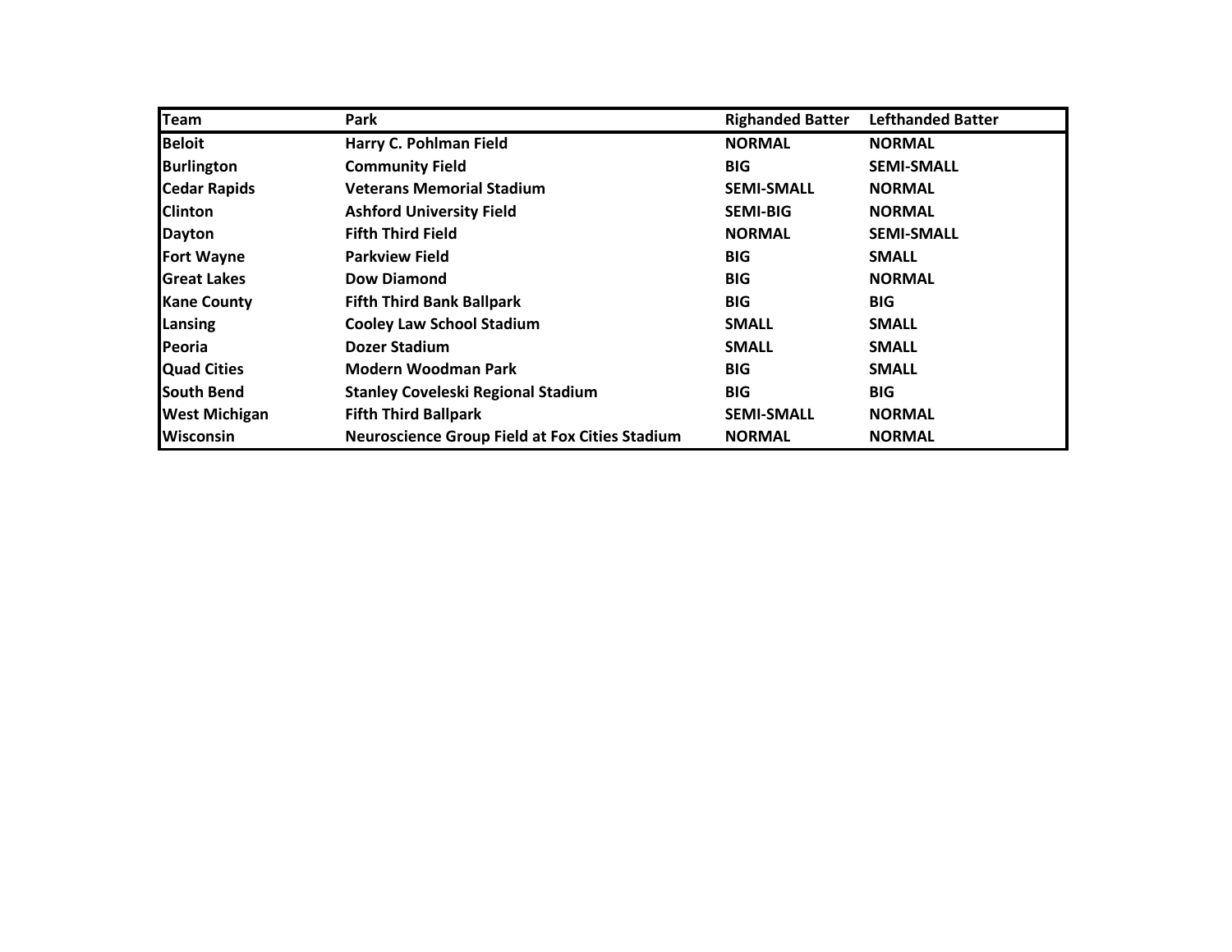| Team | Park | Righanded Batter | Lefthanded Batter |
|---|---|---|---|
| Beloit | Harry C. Pohlman Field | NORMAL | NORMAL |
| Burlington | Community Field | BIG | SEMI-SMALL |
| Cedar Rapids | Veterans Memorial Stadium | SEMI-SMALL | NORMAL |
| Clinton | Ashford University Field | SEMI-BIG | NORMAL |
| Dayton | Fifth Third Field | NORMAL | SEMI-SMALL |
| Fort Wayne | Parkview Field | BIG | SMALL |
| Great Lakes | Dow Diamond | BIG | NORMAL |
| Kane County | Fifth Third Bank Ballpark | BIG | BIG |
| Lansing | Cooley Law School Stadium | SMALL | SMALL |
| Peoria | Dozer Stadium | SMALL | SMALL |
| Quad Cities | Modern Woodman Park | BIG | SMALL |
| South Bend | Stanley Coveleski Regional Stadium | BIG | BIG |
| West Michigan | Fifth Third Ballpark | SEMI-SMALL | NORMAL |
| Wisconsin | Neuroscience Group Field at Fox Cities Stadium | NORMAL | NORMAL |